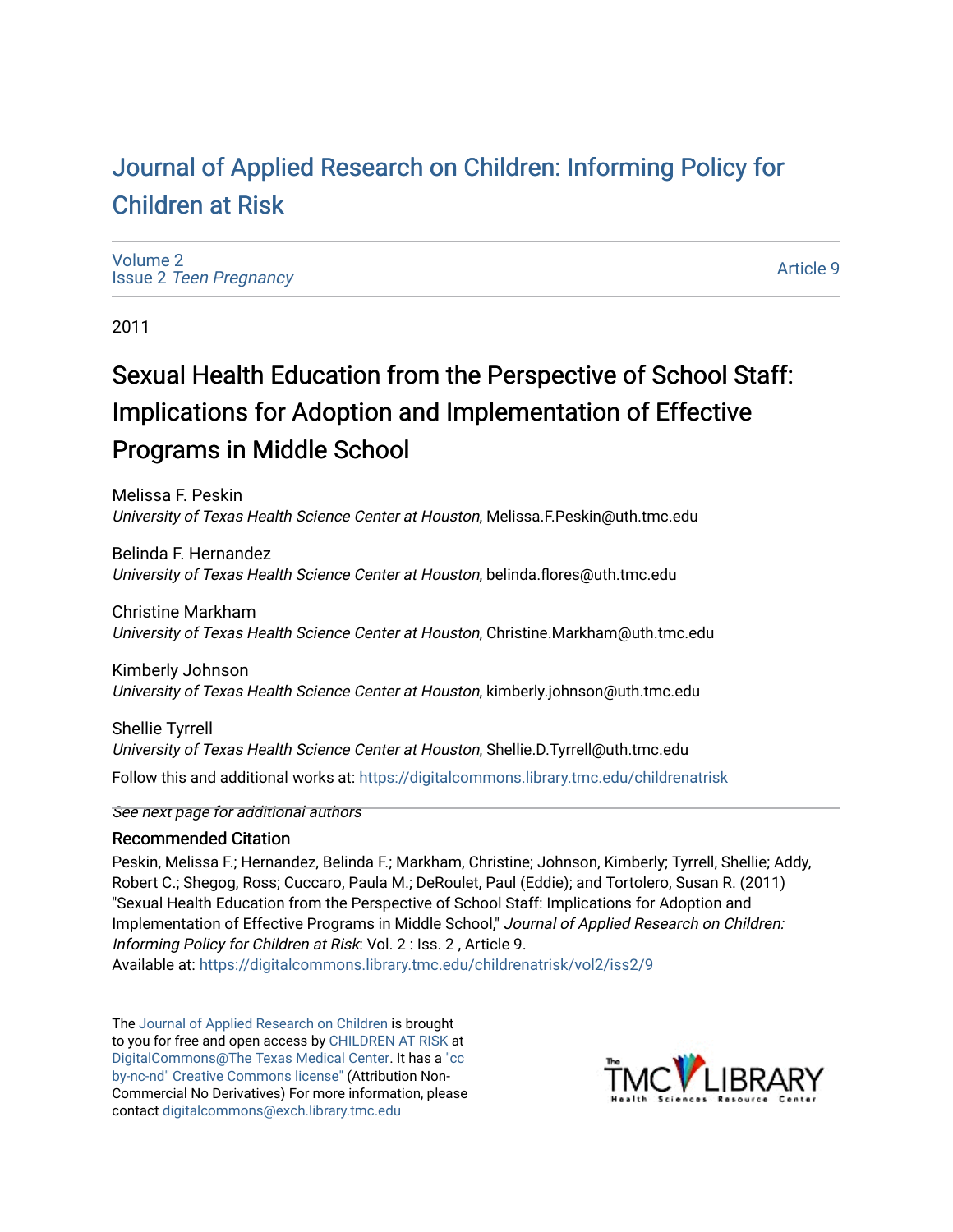# Journal of Applied Research on Children: Informing Policy for Children at Risk

Volume 2
Issue 2 *Teen Pregnancy*

Article 9

2011

## Sexual Health Education from the Perspective of School Staff: Implications for Adoption and Implementation of Effective Programs in Middle School

Melissa F. Peskin
*University of Texas Health Science Center at Houston*, Melissa.F.Peskin@uth.tmc.edu

Belinda F. Hernandez
*University of Texas Health Science Center at Houston*, belinda.flores@uth.tmc.edu

Christine Markham
*University of Texas Health Science Center at Houston*, Christine.Markham@uth.tmc.edu

Kimberly Johnson
*University of Texas Health Science Center at Houston*, kimberly.johnson@uth.tmc.edu

Shellie Tyrrell
*University of Texas Health Science Center at Houston*, Shellie.D.Tyrrell@uth.tmc.edu

Follow this and additional works at: https://digitalcommons.library.tmc.edu/childrenatrisk

*See next page for additional authors*

### Recommended Citation

Peskin, Melissa F.; Hernandez, Belinda F.; Markham, Christine; Johnson, Kimberly; Tyrrell, Shellie; Addy, Robert C.; Shegog, Ross; Cuccaro, Paula M.; DeRoulet, Paul (Eddie); and Tortolero, Susan R. (2011) "Sexual Health Education from the Perspective of School Staff: Implications for Adoption and Implementation of Effective Programs in Middle School," *Journal of Applied Research on Children: Informing Policy for Children at Risk*: Vol. 2 : Iss. 2 , Article 9.
Available at: https://digitalcommons.library.tmc.edu/childrenatrisk/vol2/iss2/9

The Journal of Applied Research on Children is brought to you for free and open access by CHILDREN AT RISK at DigitalCommons@The Texas Medical Center. It has a "cc by-nc-nd" Creative Commons license" (Attribution Non-Commercial No Derivatives) For more information, please contact digitalcommons@exch.library.tmc.edu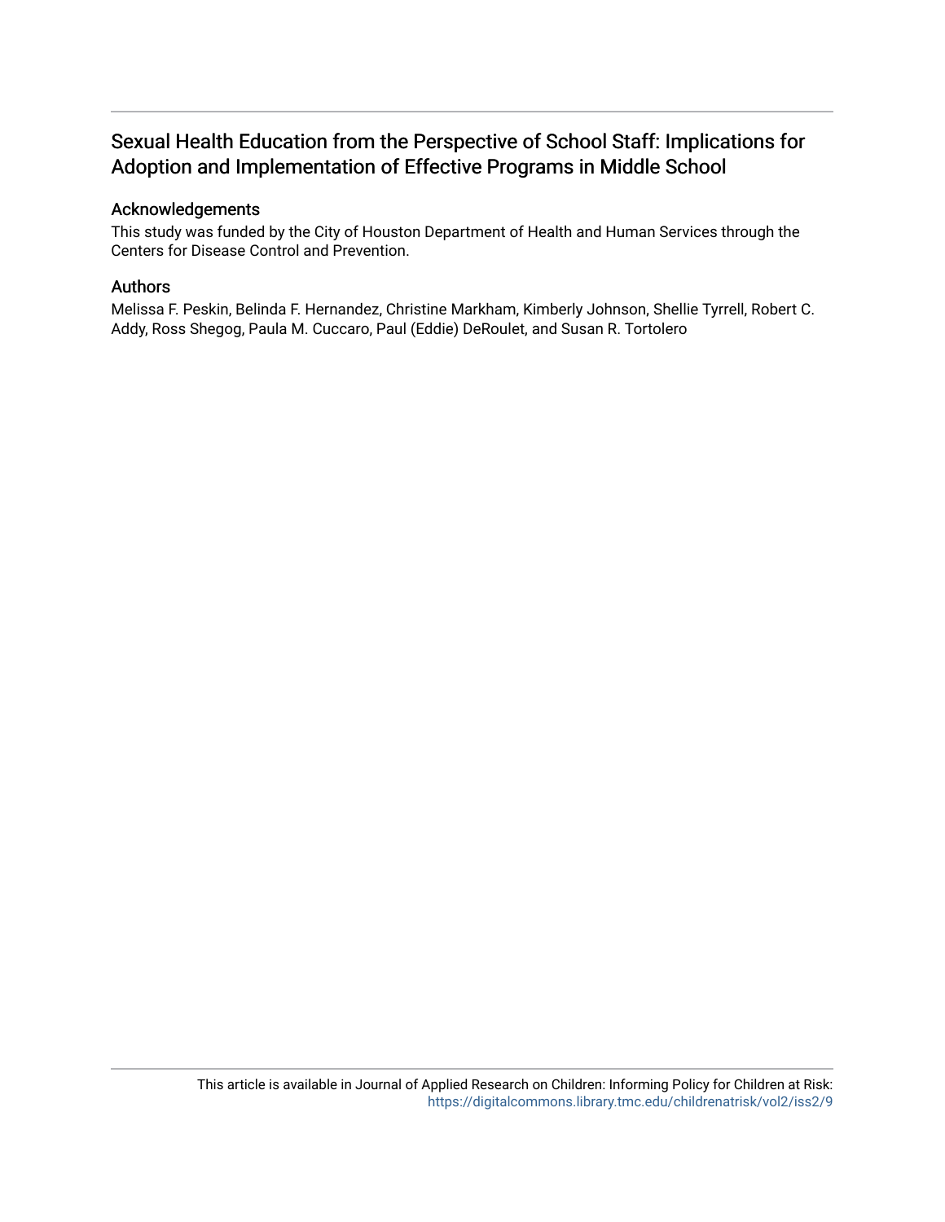# Sexual Health Education from the Perspective of School Staff: Implications for Adoption and Implementation of Effective Programs in Middle School

## Acknowledgements

This study was funded by the City of Houston Department of Health and Human Services through the Centers for Disease Control and Prevention.

## Authors

Melissa F. Peskin, Belinda F. Hernandez, Christine Markham, Kimberly Johnson, Shellie Tyrrell, Robert C. Addy, Ross Shegog, Paula M. Cuccaro, Paul (Eddie) DeRoulet, and Susan R. Tortolero

This article is available in Journal of Applied Research on Children: Informing Policy for Children at Risk: https://digitalcommons.library.tmc.edu/childrenatrisk/vol2/iss2/9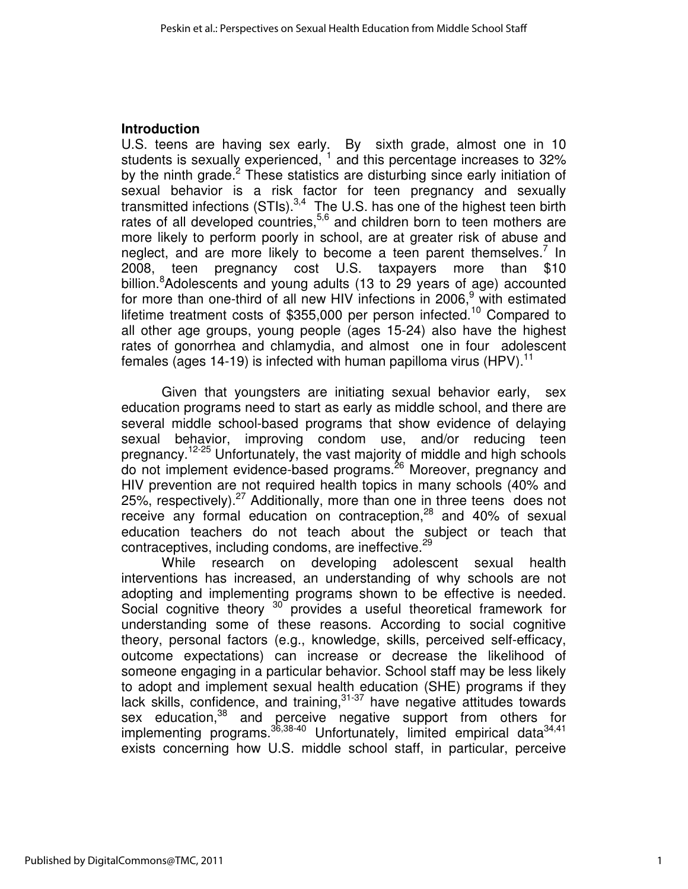## Introduction

U.S. teens are having sex early. By sixth grade, almost one in 10 students is sexually experienced, [1] and this percentage increases to 32% by the ninth grade.[2] These statistics are disturbing since early initiation of sexual behavior is a risk factor for teen pregnancy and sexually transmitted infections (STIs).[3,4] The U.S. has one of the highest teen birth rates of all developed countries,[5,6] and children born to teen mothers are more likely to perform poorly in school, are at greater risk of abuse and neglect, and are more likely to become a teen parent themselves.[7] In 2008, teen pregnancy cost U.S. taxpayers more than $10 billion.[8]Adolescents and young adults (13 to 29 years of age) accounted for more than one-third of all new HIV infections in 2006,[9] with estimated lifetime treatment costs of $355,000 per person infected.[10] Compared to all other age groups, young people (ages 15-24) also have the highest rates of gonorrhea and chlamydia, and almost one in four adolescent females (ages 14-19) is infected with human papilloma virus (HPV).[11]

Given that youngsters are initiating sexual behavior early, sex education programs need to start as early as middle school, and there are several middle school-based programs that show evidence of delaying sexual behavior, improving condom use, and/or reducing teen pregnancy.[12-25] Unfortunately, the vast majority of middle and high schools do not implement evidence-based programs.[26] Moreover, pregnancy and HIV prevention are not required health topics in many schools (40% and 25%, respectively).[27] Additionally, more than one in three teens does not receive any formal education on contraception,[28] and 40% of sexual education teachers do not teach about the subject or teach that contraceptives, including condoms, are ineffective.[29]

While research on developing adolescent sexual health interventions has increased, an understanding of why schools are not adopting and implementing programs shown to be effective is needed. Social cognitive theory [30] provides a useful theoretical framework for understanding some of these reasons. According to social cognitive theory, personal factors (e.g., knowledge, skills, perceived self-efficacy, outcome expectations) can increase or decrease the likelihood of someone engaging in a particular behavior. School staff may be less likely to adopt and implement sexual health education (SHE) programs if they lack skills, confidence, and training,[31-37] have negative attitudes towards sex education,[38] and perceive negative support from others for implementing programs.[36,38-40] Unfortunately, limited empirical data[34,41] exists concerning how U.S. middle school staff, in particular, perceive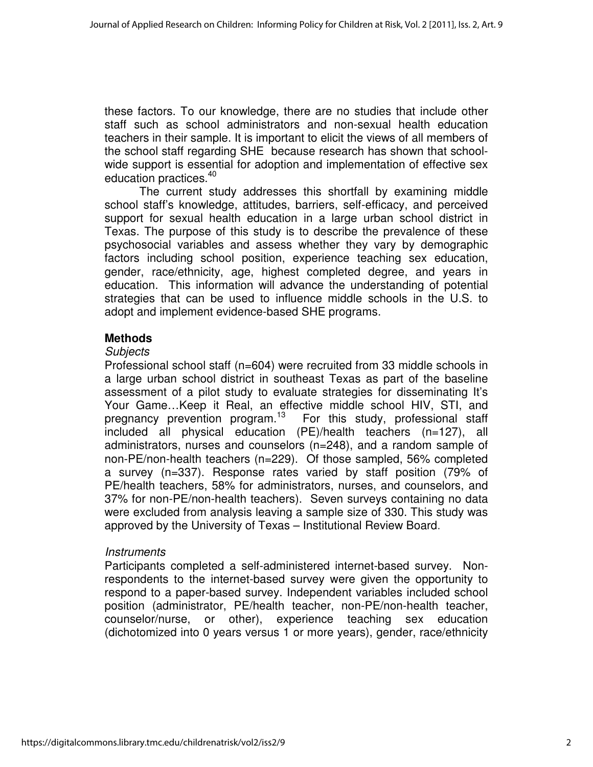these factors. To our knowledge, there are no studies that include other staff such as school administrators and non-sexual health education teachers in their sample. It is important to elicit the views of all members of the school staff regarding SHE because research has shown that school-wide support is essential for adoption and implementation of effective sex education practices.[40]

The current study addresses this shortfall by examining middle school staff's knowledge, attitudes, barriers, self-efficacy, and perceived support for sexual health education in a large urban school district in Texas. The purpose of this study is to describe the prevalence of these psychosocial variables and assess whether they vary by demographic factors including school position, experience teaching sex education, gender, race/ethnicity, age, highest completed degree, and years in education. This information will advance the understanding of potential strategies that can be used to influence middle schools in the U.S. to adopt and implement evidence-based SHE programs.

## Methods

*Subjects*

Professional school staff (n=604) were recruited from 33 middle schools in a large urban school district in southeast Texas as part of the baseline assessment of a pilot study to evaluate strategies for disseminating It's Your Game…Keep it Real, an effective middle school HIV, STI, and pregnancy prevention program.[13] For this study, professional staff included all physical education (PE)/health teachers (n=127), all administrators, nurses and counselors (n=248), and a random sample of non-PE/non-health teachers (n=229). Of those sampled, 56% completed a survey (n=337). Response rates varied by staff position (79% of PE/health teachers, 58% for administrators, nurses, and counselors, and 37% for non-PE/non-health teachers). Seven surveys containing no data were excluded from analysis leaving a sample size of 330. This study was approved by the University of Texas – Institutional Review Board.

*Instruments*

Participants completed a self-administered internet-based survey. Non-respondents to the internet-based survey were given the opportunity to respond to a paper-based survey. Independent variables included school position (administrator, PE/health teacher, non-PE/non-health teacher, counselor/nurse, or other), experience teaching sex education (dichotomized into 0 years versus 1 or more years), gender, race/ethnicity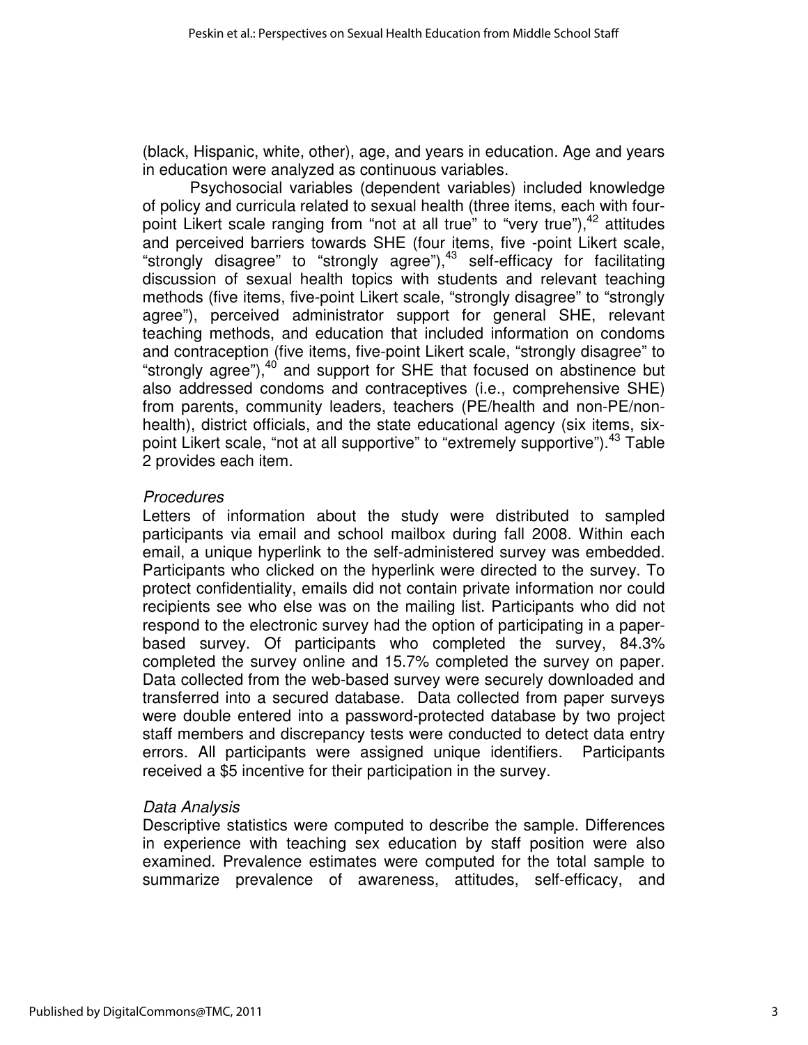(black, Hispanic, white, other), age, and years in education. Age and years in education were analyzed as continuous variables.

Psychosocial variables (dependent variables) included knowledge of policy and curricula related to sexual health (three items, each with four-point Likert scale ranging from "not at all true" to "very true"),[42] attitudes and perceived barriers towards SHE (four items, five -point Likert scale, "strongly disagree" to "strongly agree"),[43] self-efficacy for facilitating discussion of sexual health topics with students and relevant teaching methods (five items, five-point Likert scale, "strongly disagree" to "strongly agree"), perceived administrator support for general SHE, relevant teaching methods, and education that included information on condoms and contraception (five items, five-point Likert scale, "strongly disagree" to "strongly agree"),[40] and support for SHE that focused on abstinence but also addressed condoms and contraceptives (i.e., comprehensive SHE) from parents, community leaders, teachers (PE/health and non-PE/non-health), district officials, and the state educational agency (six items, six-point Likert scale, "not at all supportive" to "extremely supportive").[43] Table 2 provides each item.

*Procedures*

Letters of information about the study were distributed to sampled participants via email and school mailbox during fall 2008. Within each email, a unique hyperlink to the self-administered survey was embedded. Participants who clicked on the hyperlink were directed to the survey. To protect confidentiality, emails did not contain private information nor could recipients see who else was on the mailing list. Participants who did not respond to the electronic survey had the option of participating in a paper-based survey. Of participants who completed the survey, 84.3% completed the survey online and 15.7% completed the survey on paper. Data collected from the web-based survey were securely downloaded and transferred into a secured database. Data collected from paper surveys were double entered into a password-protected database by two project staff members and discrepancy tests were conducted to detect data entry errors. All participants were assigned unique identifiers. Participants received a $5 incentive for their participation in the survey.

*Data Analysis*

Descriptive statistics were computed to describe the sample. Differences in experience with teaching sex education by staff position were also examined. Prevalence estimates were computed for the total sample to summarize prevalence of awareness, attitudes, self-efficacy, and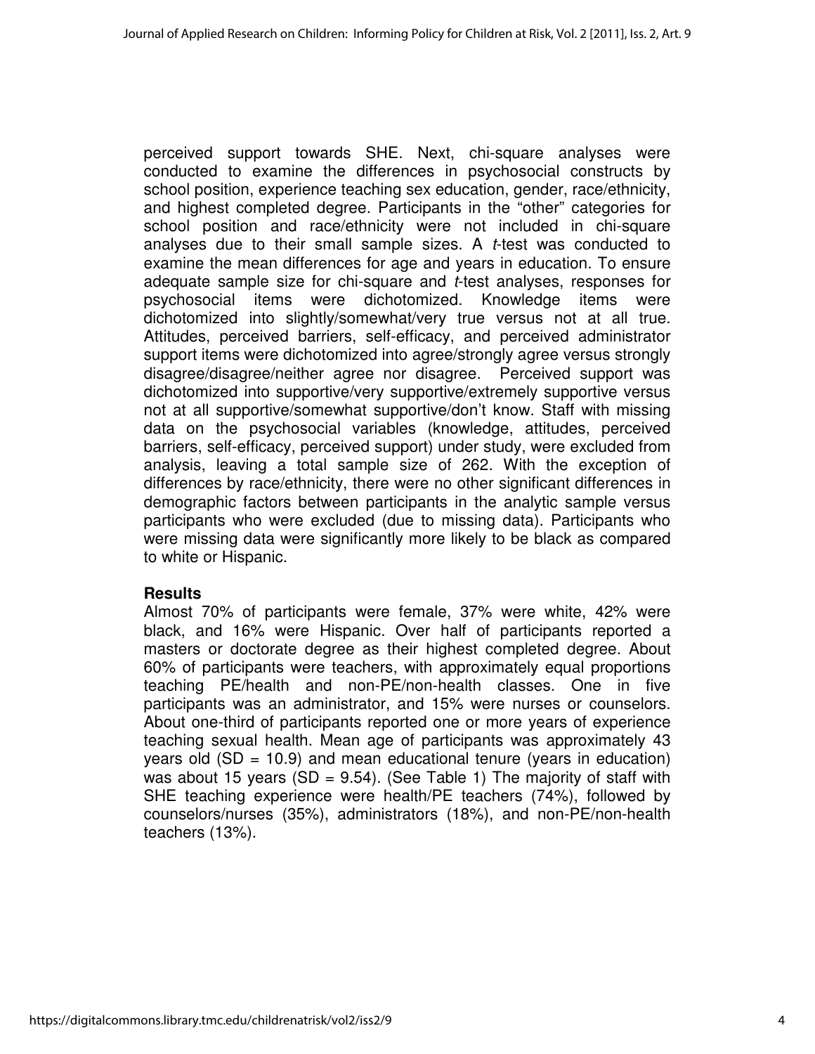perceived support towards SHE. Next, chi-square analyses were conducted to examine the differences in psychosocial constructs by school position, experience teaching sex education, gender, race/ethnicity, and highest completed degree. Participants in the "other" categories for school position and race/ethnicity were not included in chi-square analyses due to their small sample sizes. A *t*-test was conducted to examine the mean differences for age and years in education. To ensure adequate sample size for chi-square and *t*-test analyses, responses for psychosocial items were dichotomized. Knowledge items were dichotomized into slightly/somewhat/very true versus not at all true. Attitudes, perceived barriers, self-efficacy, and perceived administrator support items were dichotomized into agree/strongly agree versus strongly disagree/disagree/neither agree nor disagree. Perceived support was dichotomized into supportive/very supportive/extremely supportive versus not at all supportive/somewhat supportive/don't know. Staff with missing data on the psychosocial variables (knowledge, attitudes, perceived barriers, self-efficacy, perceived support) under study, were excluded from analysis, leaving a total sample size of 262. With the exception of differences by race/ethnicity, there were no other significant differences in demographic factors between participants in the analytic sample versus participants who were excluded (due to missing data). Participants who were missing data were significantly more likely to be black as compared to white or Hispanic.

### Results

Almost 70% of participants were female, 37% were white, 42% were black, and 16% were Hispanic. Over half of participants reported a masters or doctorate degree as their highest completed degree. About 60% of participants were teachers, with approximately equal proportions teaching PE/health and non-PE/non-health classes. One in five participants was an administrator, and 15% were nurses or counselors. About one-third of participants reported one or more years of experience teaching sexual health. Mean age of participants was approximately 43 years old (SD = 10.9) and mean educational tenure (years in education) was about 15 years (SD = 9.54). (See Table 1) The majority of staff with SHE teaching experience were health/PE teachers (74%), followed by counselors/nurses (35%), administrators (18%), and non-PE/non-health teachers (13%).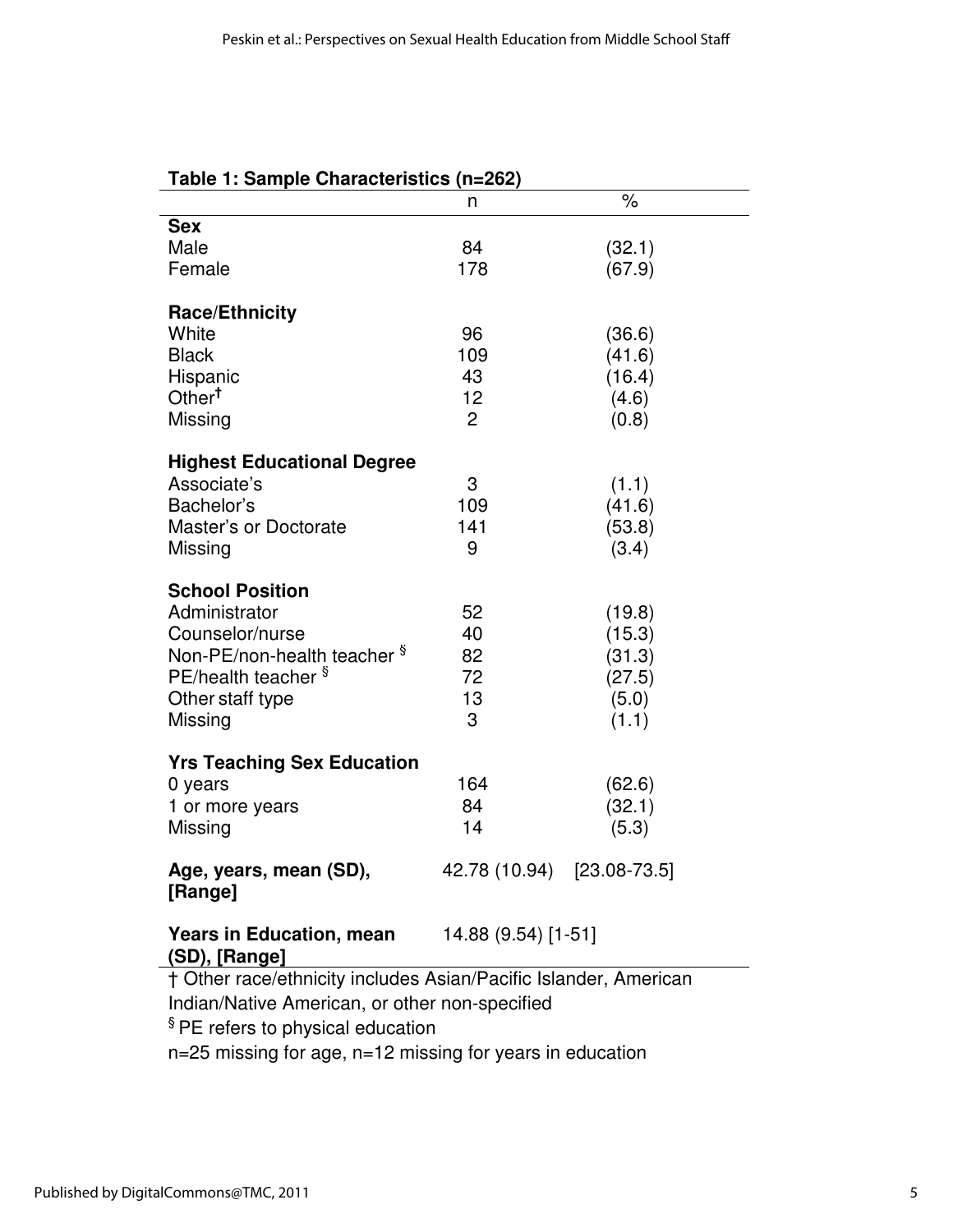**Table 1: Sample Characteristics (n=262)**

| | n | % |
|---|---|---|
| **Sex** | | |
| Male | 84 | (32.1) |
| Female | 178 | (67.9) |
| **Race/Ethnicity** | | |
| White | 96 | (36.6) |
| Black | 109 | (41.6) |
| Hispanic | 43 | (16.4) |
| Other† | 12 | (4.6) |
| Missing | 2 | (0.8) |
| **Highest Educational Degree** | | |
| Associate's | 3 | (1.1) |
| Bachelor's | 109 | (41.6) |
| Master's or Doctorate | 141 | (53.8) |
| Missing | 9 | (3.4) |
| **School Position** | | |
| Administrator | 52 | (19.8) |
| Counselor/nurse | 40 | (15.3) |
| Non-PE/non-health teacher § | 82 | (31.3) |
| PE/health teacher § | 72 | (27.5) |
| Other staff type | 13 | (5.0) |
| Missing | 3 | (1.1) |
| **Yrs Teaching Sex Education** | | |
| 0 years | 164 | (62.6) |
| 1 or more years | 84 | (32.1) |
| Missing | 14 | (5.3) |
| **Age, years, mean (SD), [Range]** | 42.78 (10.94) | [23.08-73.5] |
| **Years in Education, mean (SD), [Range]** | 14.88 (9.54) [1-51] | |

† Other race/ethnicity includes Asian/Pacific Islander, American Indian/Native American, or other non-specified

§ PE refers to physical education

n=25 missing for age, n=12 missing for years in education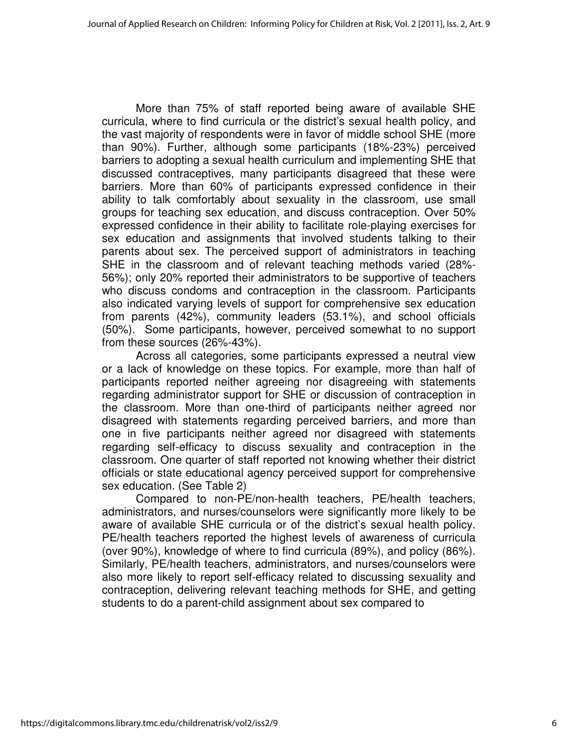More than 75% of staff reported being aware of available SHE curricula, where to find curricula or the district's sexual health policy, and the vast majority of respondents were in favor of middle school SHE (more than 90%). Further, although some participants (18%-23%) perceived barriers to adopting a sexual health curriculum and implementing SHE that discussed contraceptives, many participants disagreed that these were barriers. More than 60% of participants expressed confidence in their ability to talk comfortably about sexuality in the classroom, use small groups for teaching sex education, and discuss contraception. Over 50% expressed confidence in their ability to facilitate role-playing exercises for sex education and assignments that involved students talking to their parents about sex. The perceived support of administrators in teaching SHE in the classroom and of relevant teaching methods varied (28%-56%); only 20% reported their administrators to be supportive of teachers who discuss condoms and contraception in the classroom. Participants also indicated varying levels of support for comprehensive sex education from parents (42%), community leaders (53.1%), and school officials (50%). Some participants, however, perceived somewhat to no support from these sources (26%-43%).

Across all categories, some participants expressed a neutral view or a lack of knowledge on these topics. For example, more than half of participants reported neither agreeing nor disagreeing with statements regarding administrator support for SHE or discussion of contraception in the classroom. More than one-third of participants neither agreed nor disagreed with statements regarding perceived barriers, and more than one in five participants neither agreed nor disagreed with statements regarding self-efficacy to discuss sexuality and contraception in the classroom. One quarter of staff reported not knowing whether their district officials or state educational agency perceived support for comprehensive sex education. (See Table 2)

Compared to non-PE/non-health teachers, PE/health teachers, administrators, and nurses/counselors were significantly more likely to be aware of available SHE curricula or of the district's sexual health policy. PE/health teachers reported the highest levels of awareness of curricula (over 90%), knowledge of where to find curricula (89%), and policy (86%). Similarly, PE/health teachers, administrators, and nurses/counselors were also more likely to report self-efficacy related to discussing sexuality and contraception, delivering relevant teaching methods for SHE, and getting students to do a parent-child assignment about sex compared to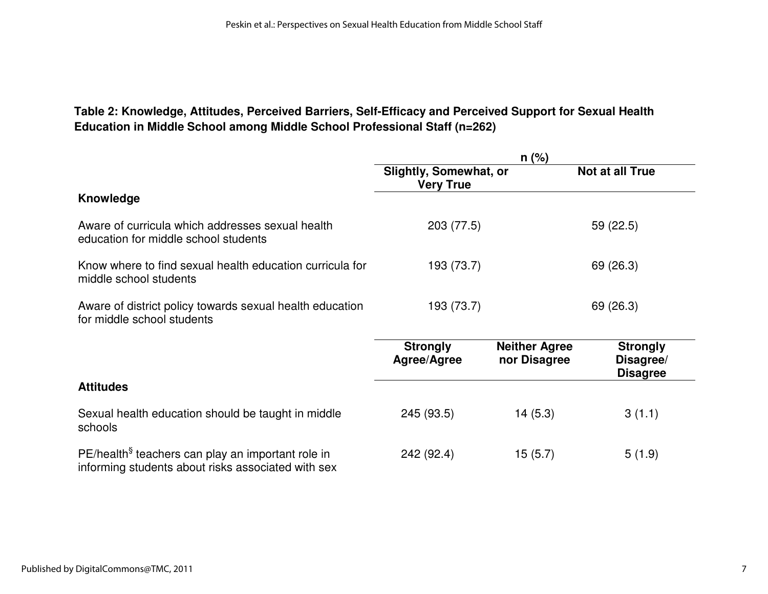**Table 2: Knowledge, Attitudes, Perceived Barriers, Self-Efficacy and Perceived Support for Sexual Health Education in Middle School among Middle School Professional Staff (n=262)**

| | n (%) | | |
|---|---|---|---|
| | **Slightly, Somewhat, or Very True** | | **Not at all True** |
| **Knowledge** | | | |
| Aware of curricula which addresses sexual health education for middle school students | 203 (77.5) | | 59 (22.5) |
| Know where to find sexual health education curricula for middle school students | 193 (73.7) | | 69 (26.3) |
| Aware of district policy towards sexual health education for middle school students | 193 (73.7) | | 69 (26.3) |
| | **Strongly Agree/Agree** | **Neither Agree nor Disagree** | **Strongly Disagree/ Disagree** |
| **Attitudes** | | | |
| Sexual health education should be taught in middle schools | 245 (93.5) | 14 (5.3) | 3 (1.1) |
| PE/health[§] teachers can play an important role in informing students about risks associated with sex | 242 (92.4) | 15 (5.7) | 5 (1.9) |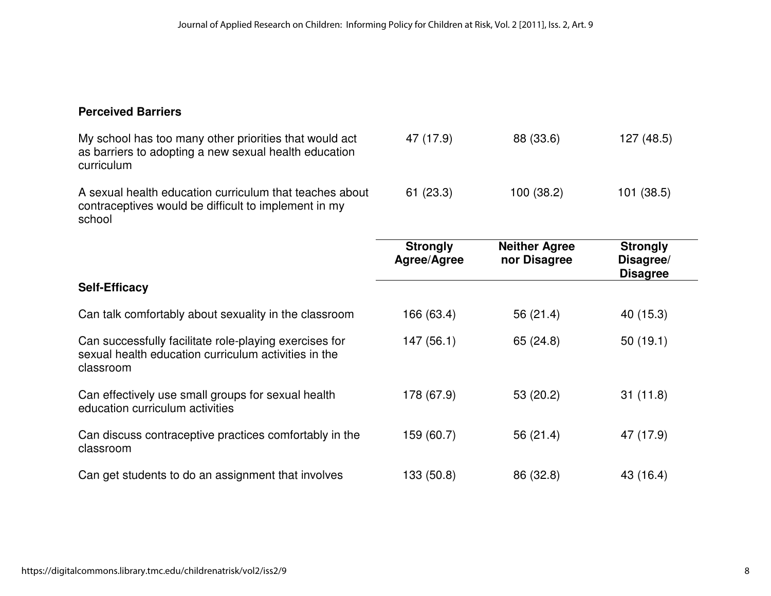| | Strongly Agree/Agree | Neither Agree nor Disagree | Strongly Disagree/ Disagree |
|---|---|---|---|
| **Perceived Barriers** | | | |
| My school has too many other priorities that would act as barriers to adopting a new sexual health education curriculum | 47 (17.9) | 88 (33.6) | 127 (48.5) |
| A sexual health education curriculum that teaches about contraceptives would be difficult to implement in my school | 61 (23.3) | 100 (38.2) | 101 (38.5) |

| | Strongly Agree/Agree | Neither Agree nor Disagree | Strongly Disagree/ Disagree |
|---|---|---|---|
| **Self-Efficacy** | | | |
| Can talk comfortably about sexuality in the classroom | 166 (63.4) | 56 (21.4) | 40 (15.3) |
| Can successfully facilitate role-playing exercises for sexual health education curriculum activities in the classroom | 147 (56.1) | 65 (24.8) | 50 (19.1) |
| Can effectively use small groups for sexual health education curriculum activities | 178 (67.9) | 53 (20.2) | 31 (11.8) |
| Can discuss contraceptive practices comfortably in the classroom | 159 (60.7) | 56 (21.4) | 47 (17.9) |
| Can get students to do an assignment that involves | 133 (50.8) | 86 (32.8) | 43 (16.4) |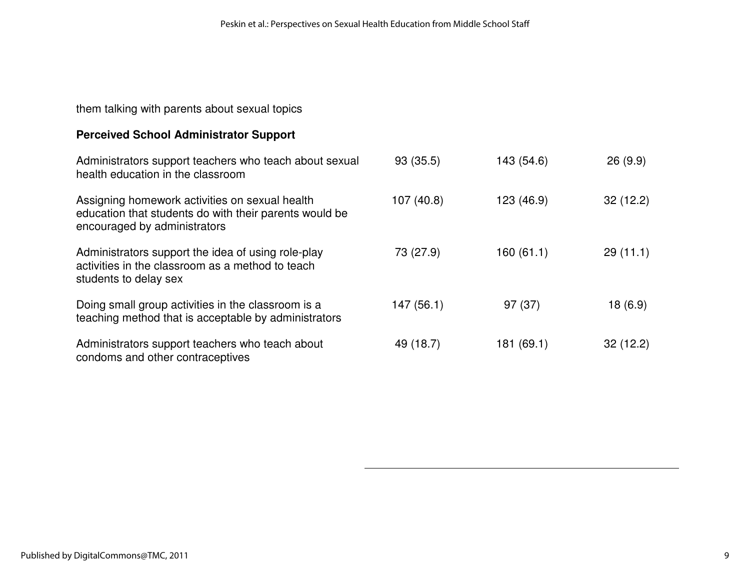| | | | |
|---|---|---|---|
| them talking with parents about sexual topics | | | |
| **Perceived School Administrator Support** | | | |
| Administrators support teachers who teach about sexual health education in the classroom | 93 (35.5) | 143 (54.6) | 26 (9.9) |
| Assigning homework activities on sexual health education that students do with their parents would be encouraged by administrators | 107 (40.8) | 123 (46.9) | 32 (12.2) |
| Administrators support the idea of using role-play activities in the classroom as a method to teach students to delay sex | 73 (27.9) | 160 (61.1) | 29 (11.1) |
| Doing small group activities in the classroom is a teaching method that is acceptable by administrators | 147 (56.1) | 97 (37) | 18 (6.9) |
| Administrators support teachers who teach about condoms and other contraceptives | 49 (18.7) | 181 (69.1) | 32 (12.2) |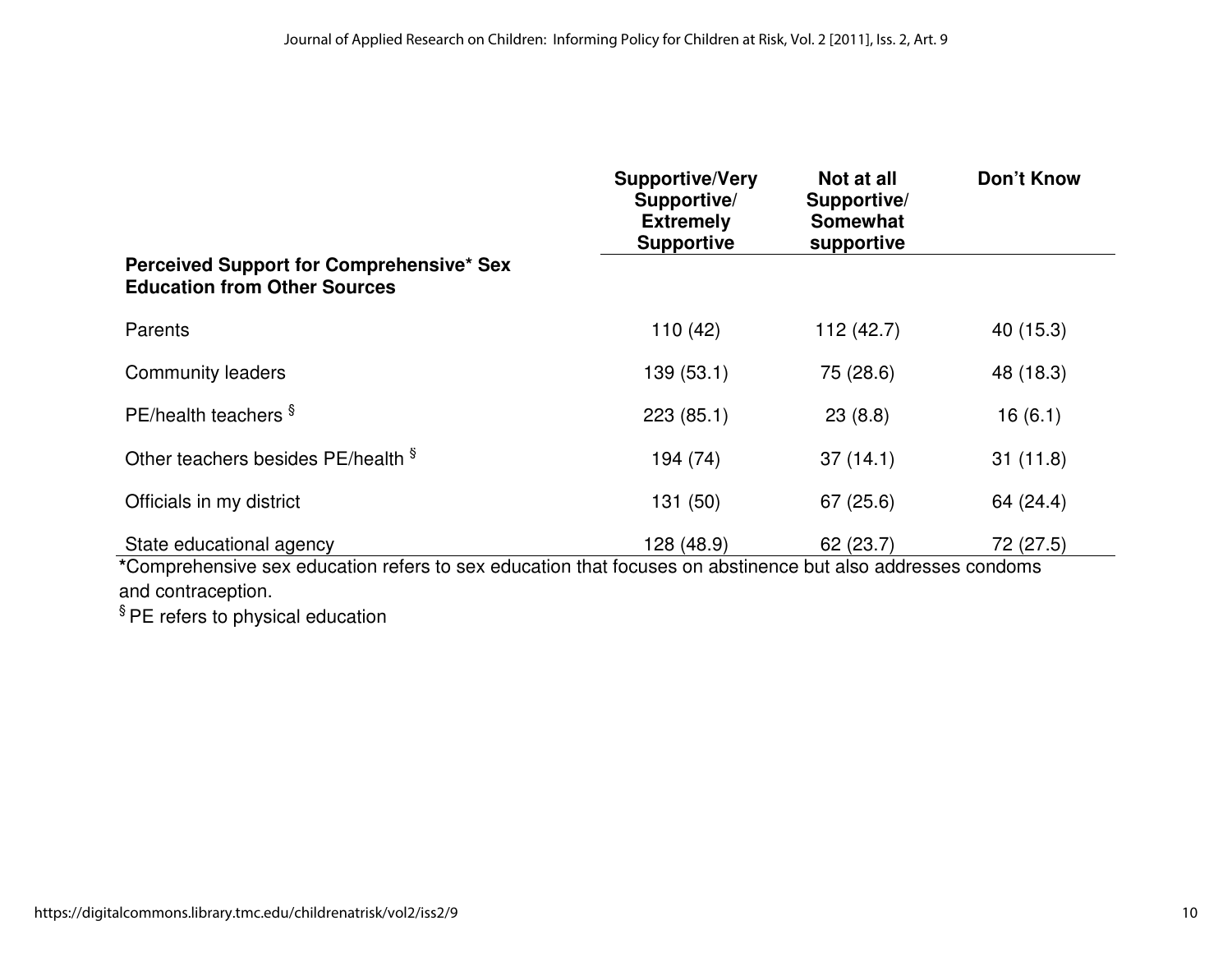| Perceived Support for Comprehensive* Sex Education from Other Sources | Supportive/Very Supportive/ Extremely Supportive | Not at all Supportive/ Somewhat supportive | Don't Know |
|---|---|---|---|
| Parents | 110 (42) | 112 (42.7) | 40 (15.3) |
| Community leaders | 139 (53.1) | 75 (28.6) | 48 (18.3) |
| PE/health teachers § | 223 (85.1) | 23 (8.8) | 16 (6.1) |
| Other teachers besides PE/health § | 194 (74) | 37 (14.1) | 31 (11.8) |
| Officials in my district | 131 (50) | 67 (25.6) | 64 (24.4) |
| State educational agency | 128 (48.9) | 62 (23.7) | 72 (27.5) |

*Comprehensive sex education refers to sex education that focuses on abstinence but also addresses condoms and contraception.

§ PE refers to physical education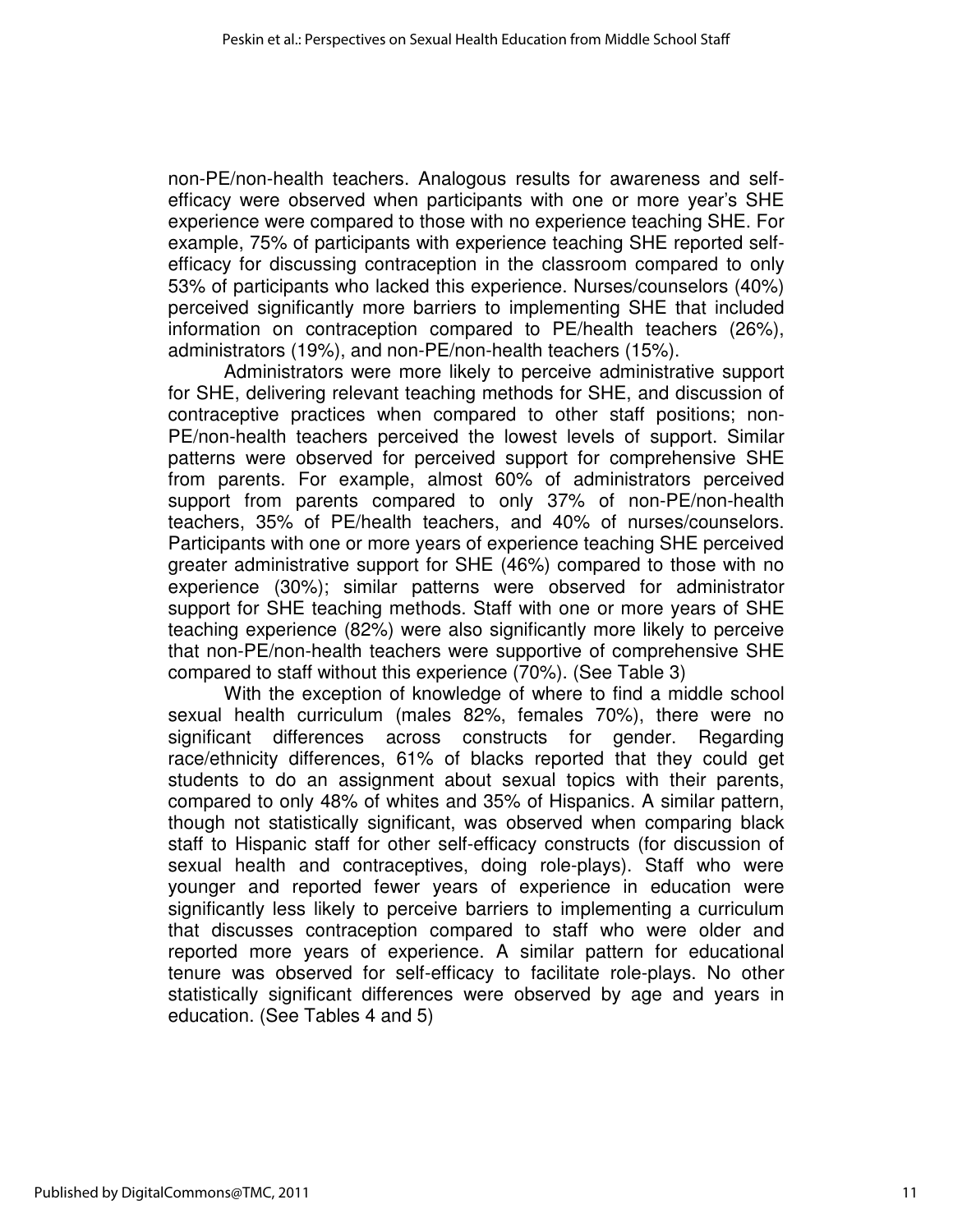non-PE/non-health teachers. Analogous results for awareness and self-efficacy were observed when participants with one or more year's SHE experience were compared to those with no experience teaching SHE. For example, 75% of participants with experience teaching SHE reported self-efficacy for discussing contraception in the classroom compared to only 53% of participants who lacked this experience. Nurses/counselors (40%) perceived significantly more barriers to implementing SHE that included information on contraception compared to PE/health teachers (26%), administrators (19%), and non-PE/non-health teachers (15%).

Administrators were more likely to perceive administrative support for SHE, delivering relevant teaching methods for SHE, and discussion of contraceptive practices when compared to other staff positions; non-PE/non-health teachers perceived the lowest levels of support. Similar patterns were observed for perceived support for comprehensive SHE from parents. For example, almost 60% of administrators perceived support from parents compared to only 37% of non-PE/non-health teachers, 35% of PE/health teachers, and 40% of nurses/counselors. Participants with one or more years of experience teaching SHE perceived greater administrative support for SHE (46%) compared to those with no experience (30%); similar patterns were observed for administrator support for SHE teaching methods. Staff with one or more years of SHE teaching experience (82%) were also significantly more likely to perceive that non-PE/non-health teachers were supportive of comprehensive SHE compared to staff without this experience (70%). (See Table 3)

With the exception of knowledge of where to find a middle school sexual health curriculum (males 82%, females 70%), there were no significant differences across constructs for gender. Regarding race/ethnicity differences, 61% of blacks reported that they could get students to do an assignment about sexual topics with their parents, compared to only 48% of whites and 35% of Hispanics. A similar pattern, though not statistically significant, was observed when comparing black staff to Hispanic staff for other self-efficacy constructs (for discussion of sexual health and contraceptives, doing role-plays). Staff who were younger and reported fewer years of experience in education were significantly less likely to perceive barriers to implementing a curriculum that discusses contraception compared to staff who were older and reported more years of experience. A similar pattern for educational tenure was observed for self-efficacy to facilitate role-plays. No other statistically significant differences were observed by age and years in education. (See Tables 4 and 5)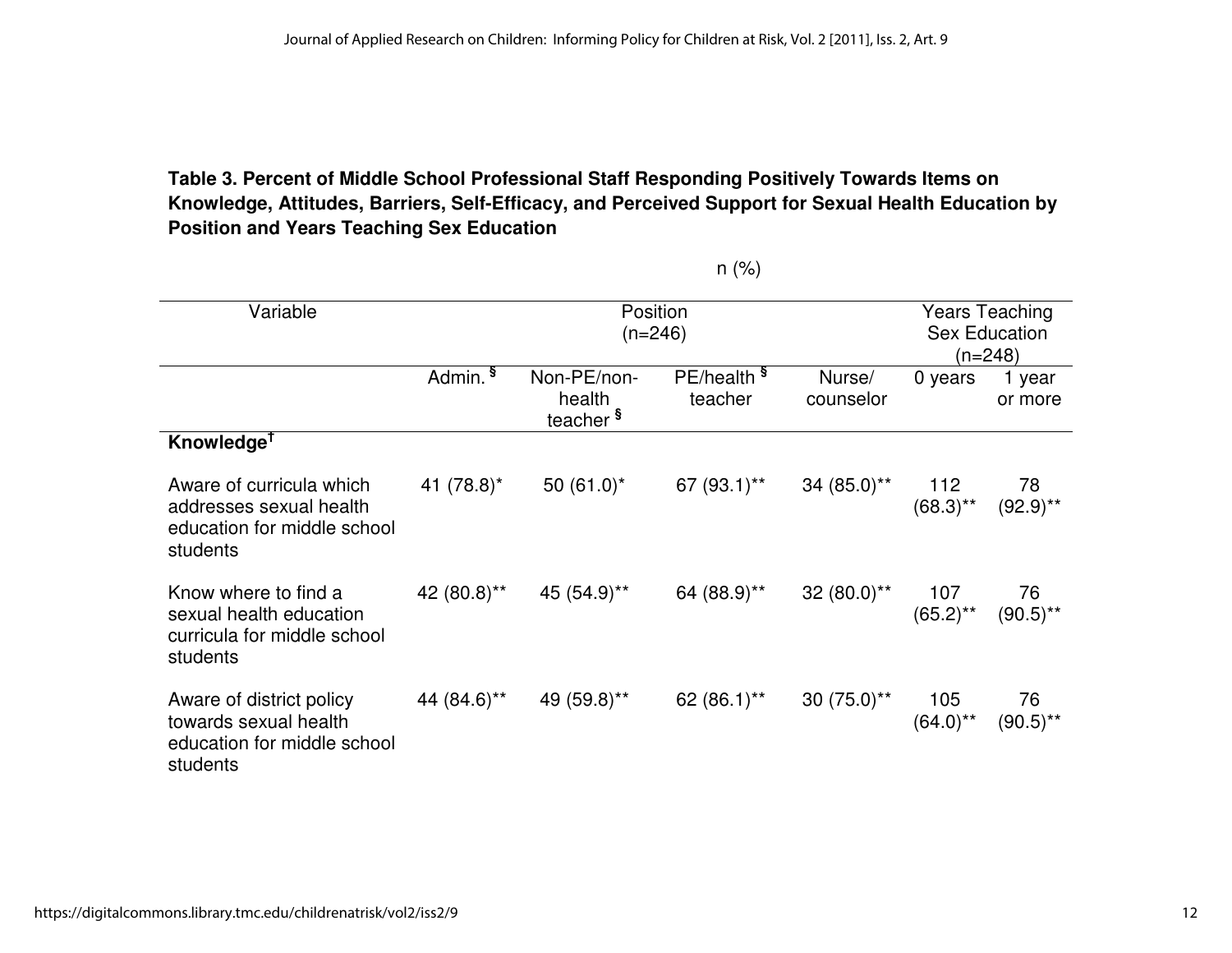**Table 3. Percent of Middle School Professional Staff Responding Positively Towards Items on Knowledge, Attitudes, Barriers, Self-Efficacy, and Perceived Support for Sexual Health Education by Position and Years Teaching Sex Education**

| | n (%) | | | | | |
|---|---|---|---|---|---|---|
| Variable | Position (n=246) | | | | Years Teaching Sex Education (n=248) | |
| | Admin. § | Non-PE/non-health teacher § | PE/health § teacher | Nurse/ counselor | 0 years | 1 year or more |
| **Knowledge†** | | | | | | |
| Aware of curricula which addresses sexual health education for middle school students | 41 (78.8)* | 50 (61.0)* | 67 (93.1)** | 34 (85.0)** | 112 (68.3)** | 78 (92.9)** |
| Know where to find a sexual health education curricula for middle school students | 42 (80.8)** | 45 (54.9)** | 64 (88.9)** | 32 (80.0)** | 107 (65.2)** | 76 (90.5)** |
| Aware of district policy towards sexual health education for middle school students | 44 (84.6)** | 49 (59.8)** | 62 (86.1)** | 30 (75.0)** | 105 (64.0)** | 76 (90.5)** |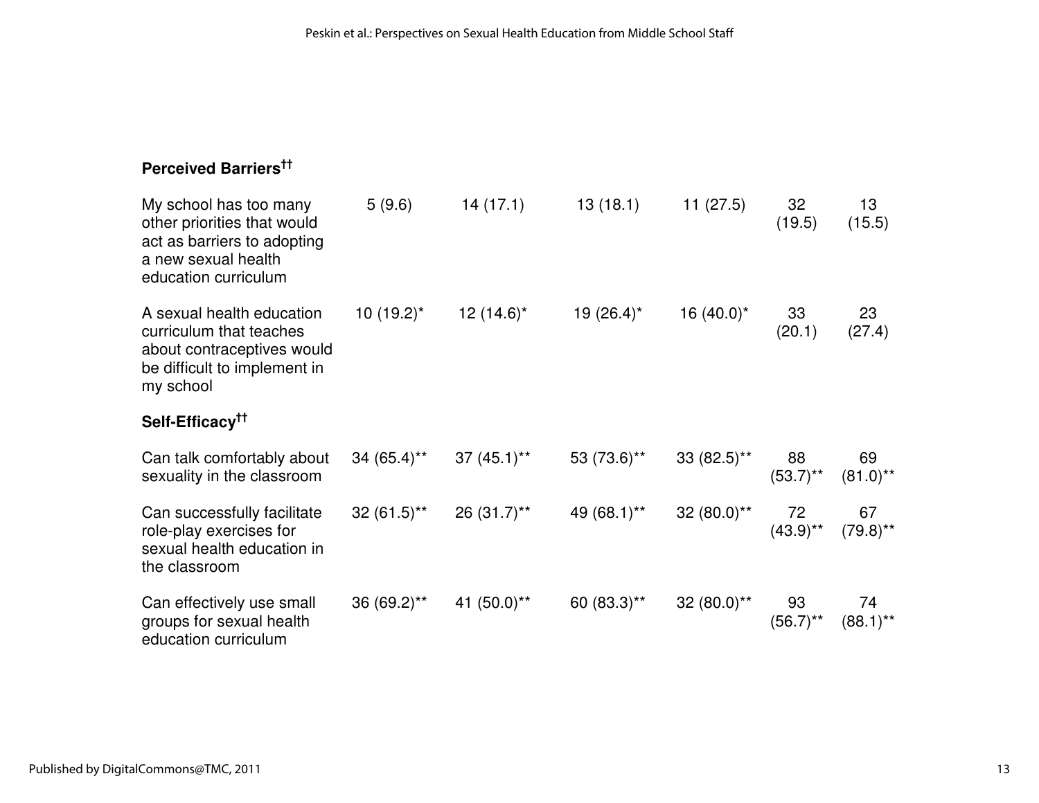| | | | | | | |
|---|---|---|---|---|---|---|
| **Perceived Barriers††** | | | | | | |
| My school has too many other priorities that would act as barriers to adopting a new sexual health education curriculum | 5 (9.6) | 14 (17.1) | 13 (18.1) | 11 (27.5) | 32 (19.5) | 13 (15.5) |
| A sexual health education curriculum that teaches about contraceptives would be difficult to implement in my school | 10 (19.2)* | 12 (14.6)* | 19 (26.4)* | 16 (40.0)* | 33 (20.1) | 23 (27.4) |
| **Self-Efficacy††** | | | | | | |
| Can talk comfortably about sexuality in the classroom | 34 (65.4)** | 37 (45.1)** | 53 (73.6)** | 33 (82.5)** | 88 (53.7)** | 69 (81.0)** |
| Can successfully facilitate role-play exercises for sexual health education in the classroom | 32 (61.5)** | 26 (31.7)** | 49 (68.1)** | 32 (80.0)** | 72 (43.9)** | 67 (79.8)** |
| Can effectively use small groups for sexual health education curriculum | 36 (69.2)** | 41 (50.0)** | 60 (83.3)** | 32 (80.0)** | 93 (56.7)** | 74 (88.1)** |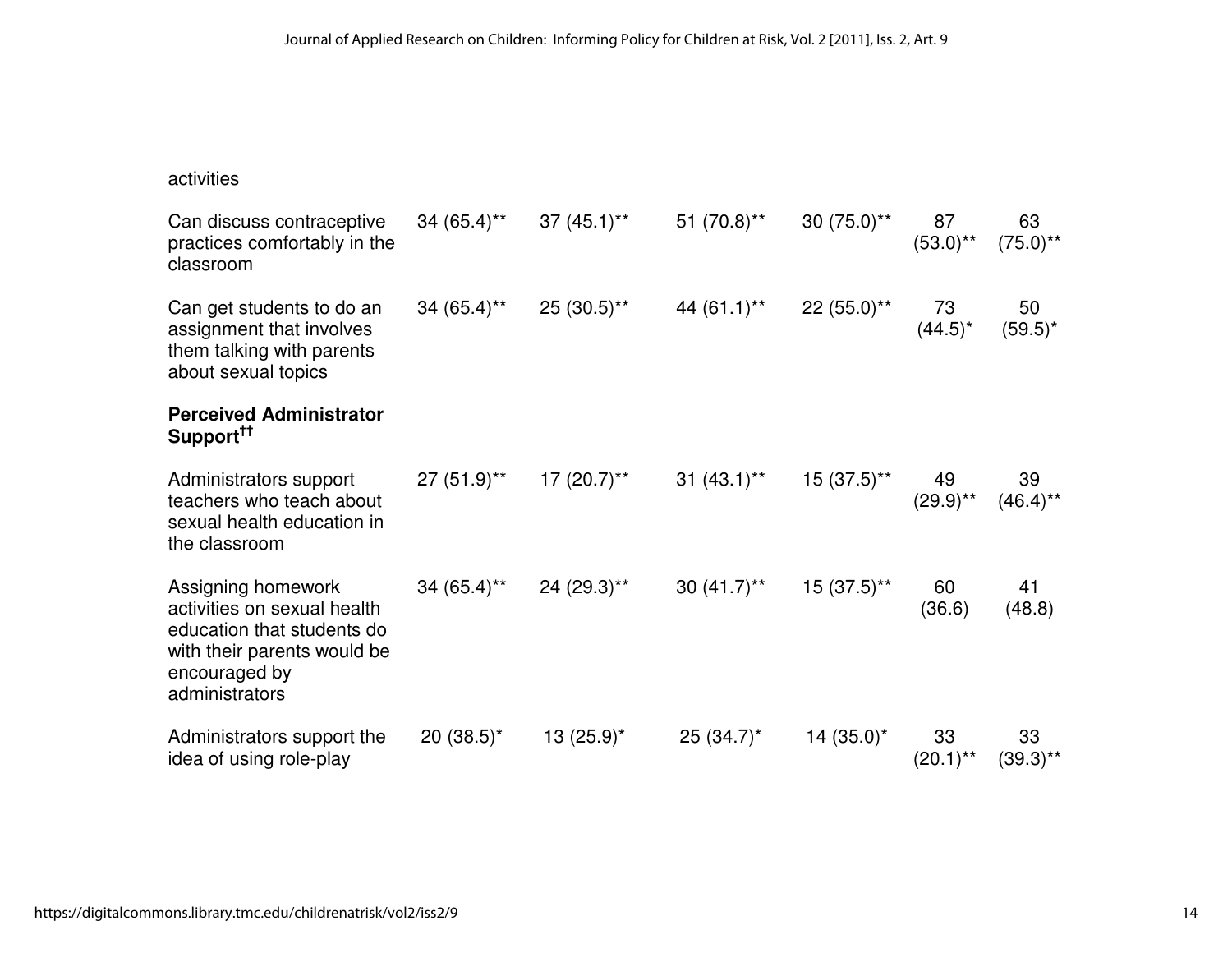| | | | | | | |
|---|---|---|---|---|---|---|
| activities | | | | | | |
| Can discuss contraceptive practices comfortably in the classroom | 34 (65.4)** | 37 (45.1)** | 51 (70.8)** | 30 (75.0)** | 87 (53.0)** | 63 (75.0)** |
| Can get students to do an assignment that involves them talking with parents about sexual topics | 34 (65.4)** | 25 (30.5)** | 44 (61.1)** | 22 (55.0)** | 73 (44.5)* | 50 (59.5)* |
| **Perceived Administrator Support††** | | | | | | |
| Administrators support teachers who teach about sexual health education in the classroom | 27 (51.9)** | 17 (20.7)** | 31 (43.1)** | 15 (37.5)** | 49 (29.9)** | 39 (46.4)** |
| Assigning homework activities on sexual health education that students do with their parents would be encouraged by administrators | 34 (65.4)** | 24 (29.3)** | 30 (41.7)** | 15 (37.5)** | 60 (36.6) | 41 (48.8) |
| Administrators support the idea of using role-play | 20 (38.5)* | 13 (25.9)* | 25 (34.7)* | 14 (35.0)* | 33 (20.1)** | 33 (39.3)** |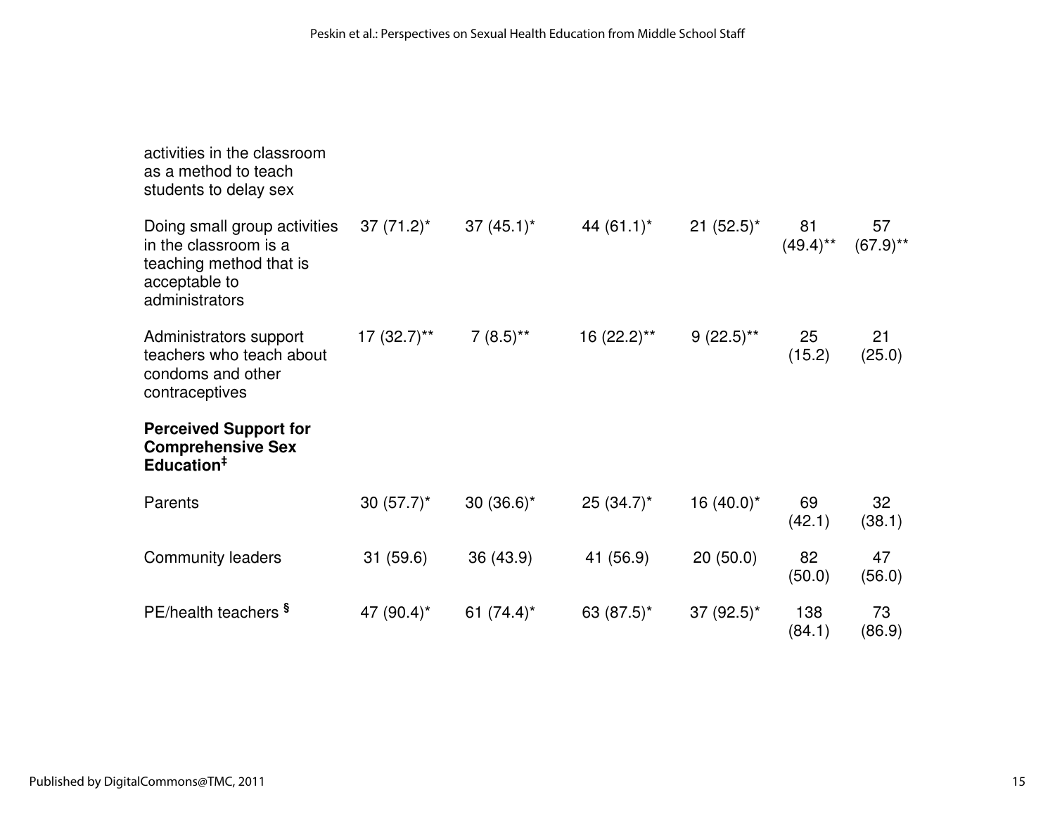| | | | | | | |
|---|---|---|---|---|---|---|
| activities in the classroom as a method to teach students to delay sex | | | | | | |
| Doing small group activities in the classroom is a teaching method that is acceptable to administrators | 37 (71.2)* | 37 (45.1)* | 44 (61.1)* | 21 (52.5)* | 81 (49.4)** | 57 (67.9)** |
| Administrators support teachers who teach about condoms and other contraceptives | 17 (32.7)** | 7 (8.5)** | 16 (22.2)** | 9 (22.5)** | 25 (15.2) | 21 (25.0) |
| **Perceived Support for Comprehensive Sex Education‡** | | | | | | |
| Parents | 30 (57.7)* | 30 (36.6)* | 25 (34.7)* | 16 (40.0)* | 69 (42.1) | 32 (38.1) |
| Community leaders | 31 (59.6) | 36 (43.9) | 41 (56.9) | 20 (50.0) | 82 (50.0) | 47 (56.0) |
| PE/health teachers § | 47 (90.4)* | 61 (74.4)* | 63 (87.5)* | 37 (92.5)* | 138 (84.1) | 73 (86.9) |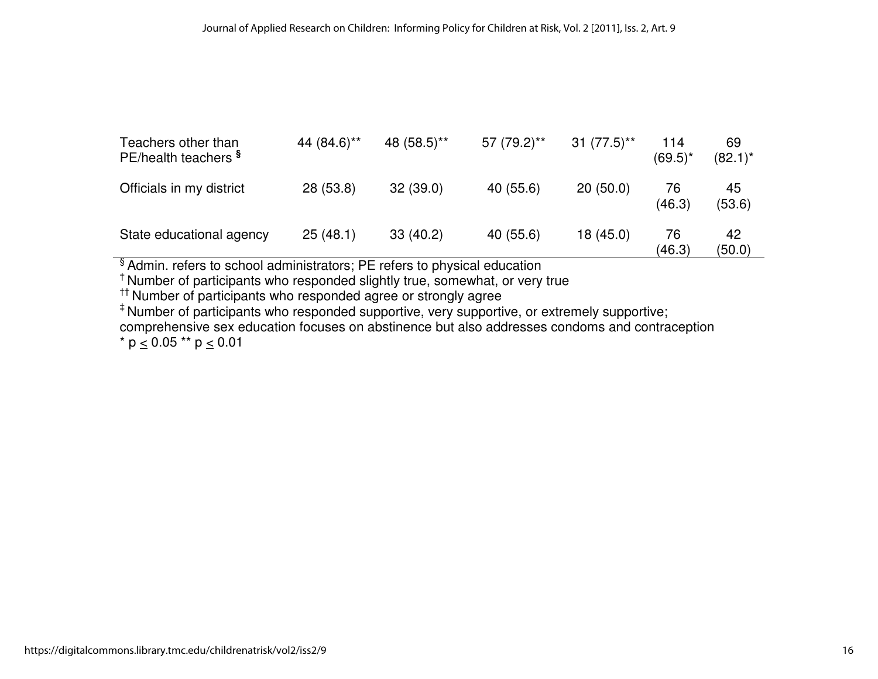| | | | | | | |
|---|---|---|---|---|---|---|
| Teachers other than PE/health teachers § | 44 (84.6)** | 48 (58.5)** | 57 (79.2)** | 31 (77.5)** | 114 (69.5)* | 69 (82.1)* |
| Officials in my district | 28 (53.8) | 32 (39.0) | 40 (55.6) | 20 (50.0) | 76 (46.3) | 45 (53.6) |
| State educational agency | 25 (48.1) | 33 (40.2) | 40 (55.6) | 18 (45.0) | 76 (46.3) | 42 (50.0) |

§ Admin. refers to school administrators; PE refers to physical education
† Number of participants who responded slightly true, somewhat, or very true
†† Number of participants who responded agree or strongly agree
‡ Number of participants who responded supportive, very supportive, or extremely supportive; comprehensive sex education focuses on abstinence but also addresses condoms and contraception
* $p \leq 0.05$ ** $p \leq 0.01$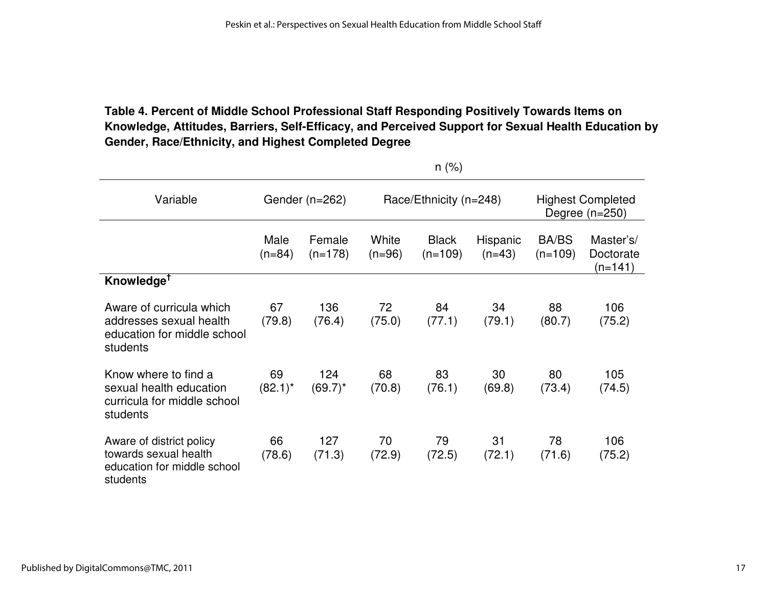**Table 4. Percent of Middle School Professional Staff Responding Positively Towards Items on Knowledge, Attitudes, Barriers, Self-Efficacy, and Perceived Support for Sexual Health Education by Gender, Race/Ethnicity, and Highest Completed Degree**

| | n (%) | | | | | | |
|---|---|---|---|---|---|---|---|
| Variable | Gender (n=262) | | Race/Ethnicity (n=248) | | | Highest Completed Degree (n=250) | |
| | Male (n=84) | Female (n=178) | White (n=96) | Black (n=109) | Hispanic (n=43) | BA/BS (n=109) | Master's/ Doctorate (n=141) |
| **Knowledge**[†] | | | | | | | |
| Aware of curricula which addresses sexual health education for middle school students | 67 (79.8) | 136 (76.4) | 72 (75.0) | 84 (77.1) | 34 (79.1) | 88 (80.7) | 106 (75.2) |
| Know where to find a sexual health education curricula for middle school students | 69 (82.1)* | 124 (69.7)* | 68 (70.8) | 83 (76.1) | 30 (69.8) | 80 (73.4) | 105 (74.5) |
| Aware of district policy towards sexual health education for middle school students | 66 (78.6) | 127 (71.3) | 70 (72.9) | 79 (72.5) | 31 (72.1) | 78 (71.6) | 106 (75.2) |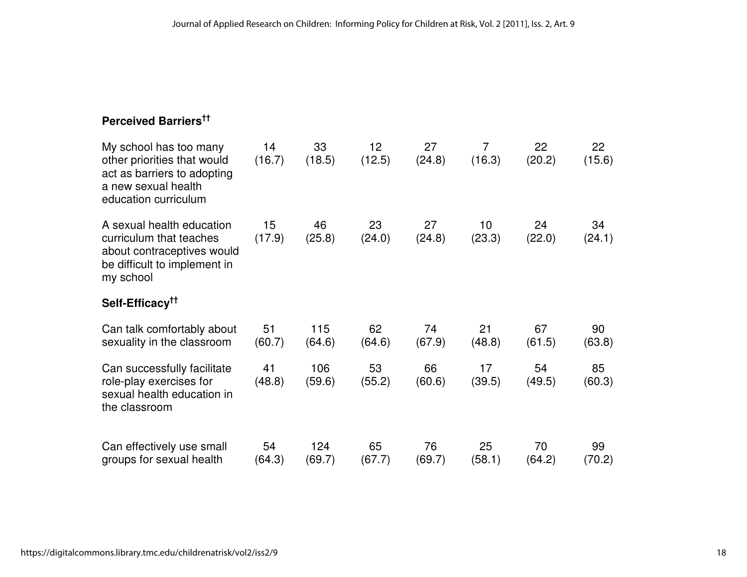| | | | | | | | |
|---|---|---|---|---|---|---|---|
| **Perceived Barriers[††]** | | | | | | | |
| My school has too many other priorities that would act as barriers to adopting a new sexual health education curriculum | 14 (16.7) | 33 (18.5) | 12 (12.5) | 27 (24.8) | 7 (16.3) | 22 (20.2) | 22 (15.6) |
| A sexual health education curriculum that teaches about contraceptives would be difficult to implement in my school | 15 (17.9) | 46 (25.8) | 23 (24.0) | 27 (24.8) | 10 (23.3) | 24 (22.0) | 34 (24.1) |
| **Self-Efficacy[††]** | | | | | | | |
| Can talk comfortably about sexuality in the classroom | 51 (60.7) | 115 (64.6) | 62 (64.6) | 74 (67.9) | 21 (48.8) | 67 (61.5) | 90 (63.8) |
| Can successfully facilitate role-play exercises for sexual health education in the classroom | 41 (48.8) | 106 (59.6) | 53 (55.2) | 66 (60.6) | 17 (39.5) | 54 (49.5) | 85 (60.3) |
| Can effectively use small groups for sexual health | 54 (64.3) | 124 (69.7) | 65 (67.7) | 76 (69.7) | 25 (58.1) | 70 (64.2) | 99 (70.2) |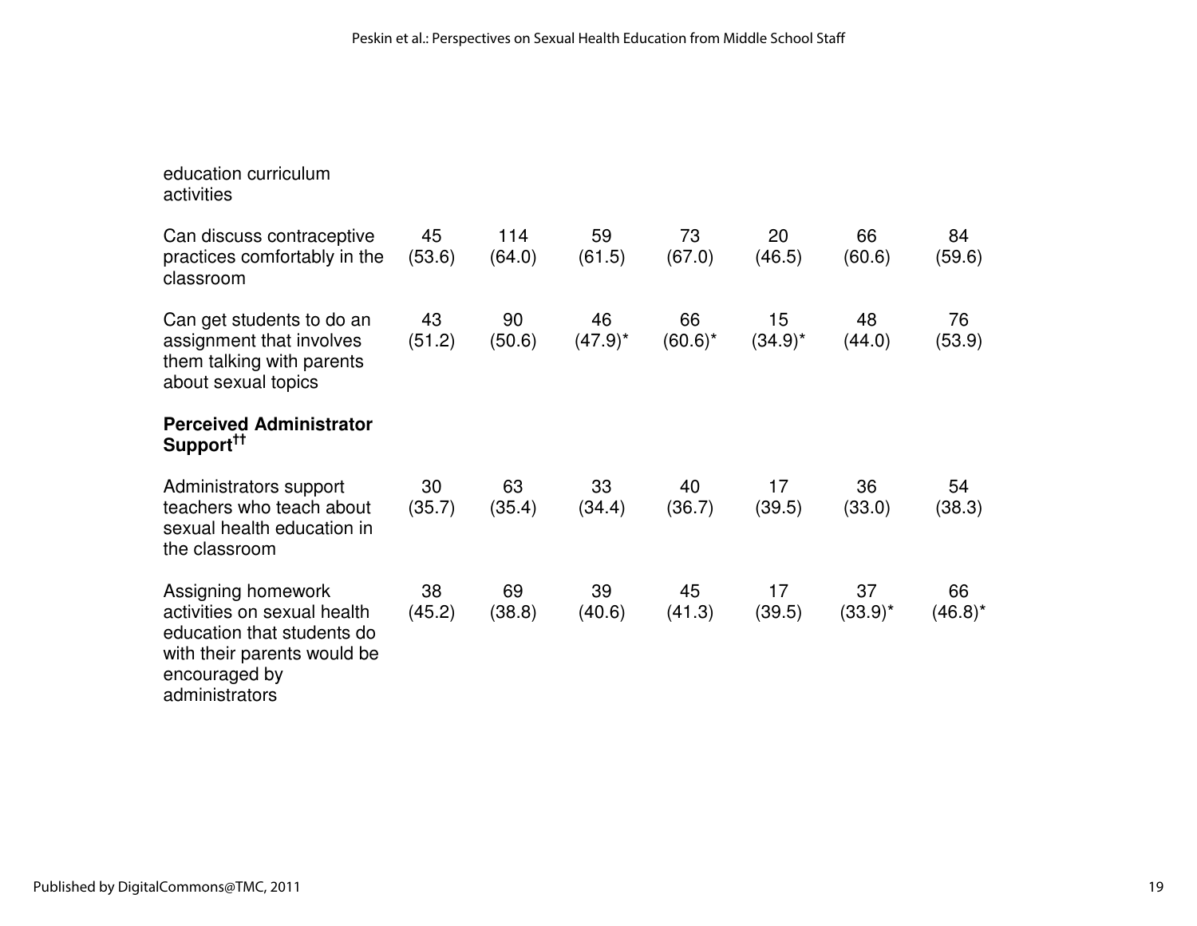| | | | | | | | |
|---|---|---|---|---|---|---|---|
| education curriculum activities | | | | | | | |
| Can discuss contraceptive practices comfortably in the classroom | 45 (53.6) | 114 (64.0) | 59 (61.5) | 73 (67.0) | 20 (46.5) | 66 (60.6) | 84 (59.6) |
| Can get students to do an assignment that involves them talking with parents about sexual topics | 43 (51.2) | 90 (50.6) | 46 (47.9)* | 66 (60.6)* | 15 (34.9)* | 48 (44.0) | 76 (53.9) |
| **Perceived Administrator Support**†† | | | | | | | |
| Administrators support teachers who teach about sexual health education in the classroom | 30 (35.7) | 63 (35.4) | 33 (34.4) | 40 (36.7) | 17 (39.5) | 36 (33.0) | 54 (38.3) |
| Assigning homework activities on sexual health education that students do with their parents would be encouraged by administrators | 38 (45.2) | 69 (38.8) | 39 (40.6) | 45 (41.3) | 17 (39.5) | 37 (33.9)* | 66 (46.8)* |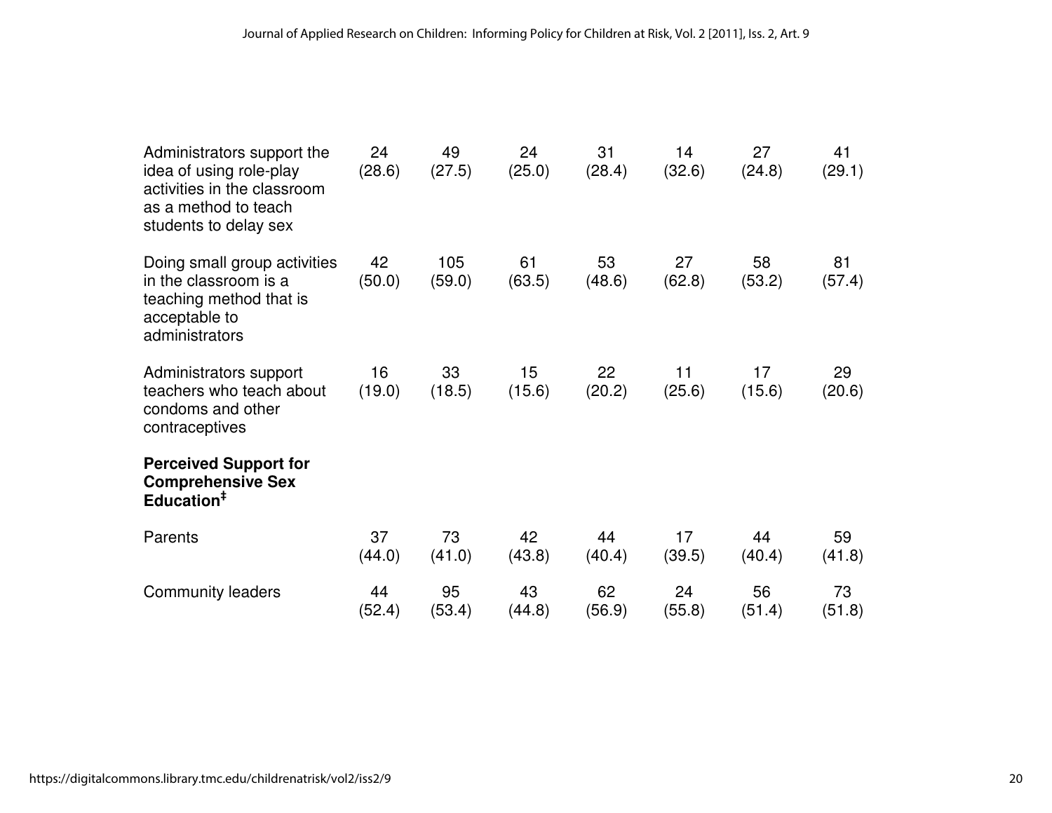| | | | | | | | |
|---|---|---|---|---|---|---|---|
| Administrators support the idea of using role-play activities in the classroom as a method to teach students to delay sex | 24 (28.6) | 49 (27.5) | 24 (25.0) | 31 (28.4) | 14 (32.6) | 27 (24.8) | 41 (29.1) |
| Doing small group activities in the classroom is a teaching method that is acceptable to administrators | 42 (50.0) | 105 (59.0) | 61 (63.5) | 53 (48.6) | 27 (62.8) | 58 (53.2) | 81 (57.4) |
| Administrators support teachers who teach about condoms and other contraceptives | 16 (19.0) | 33 (18.5) | 15 (15.6) | 22 (20.2) | 11 (25.6) | 17 (15.6) | 29 (20.6) |
| **Perceived Support for Comprehensive Sex Education[‡]** | | | | | | | |
| Parents | 37 (44.0) | 73 (41.0) | 42 (43.8) | 44 (40.4) | 17 (39.5) | 44 (40.4) | 59 (41.8) |
| Community leaders | 44 (52.4) | 95 (53.4) | 43 (44.8) | 62 (56.9) | 24 (55.8) | 56 (51.4) | 73 (51.8) |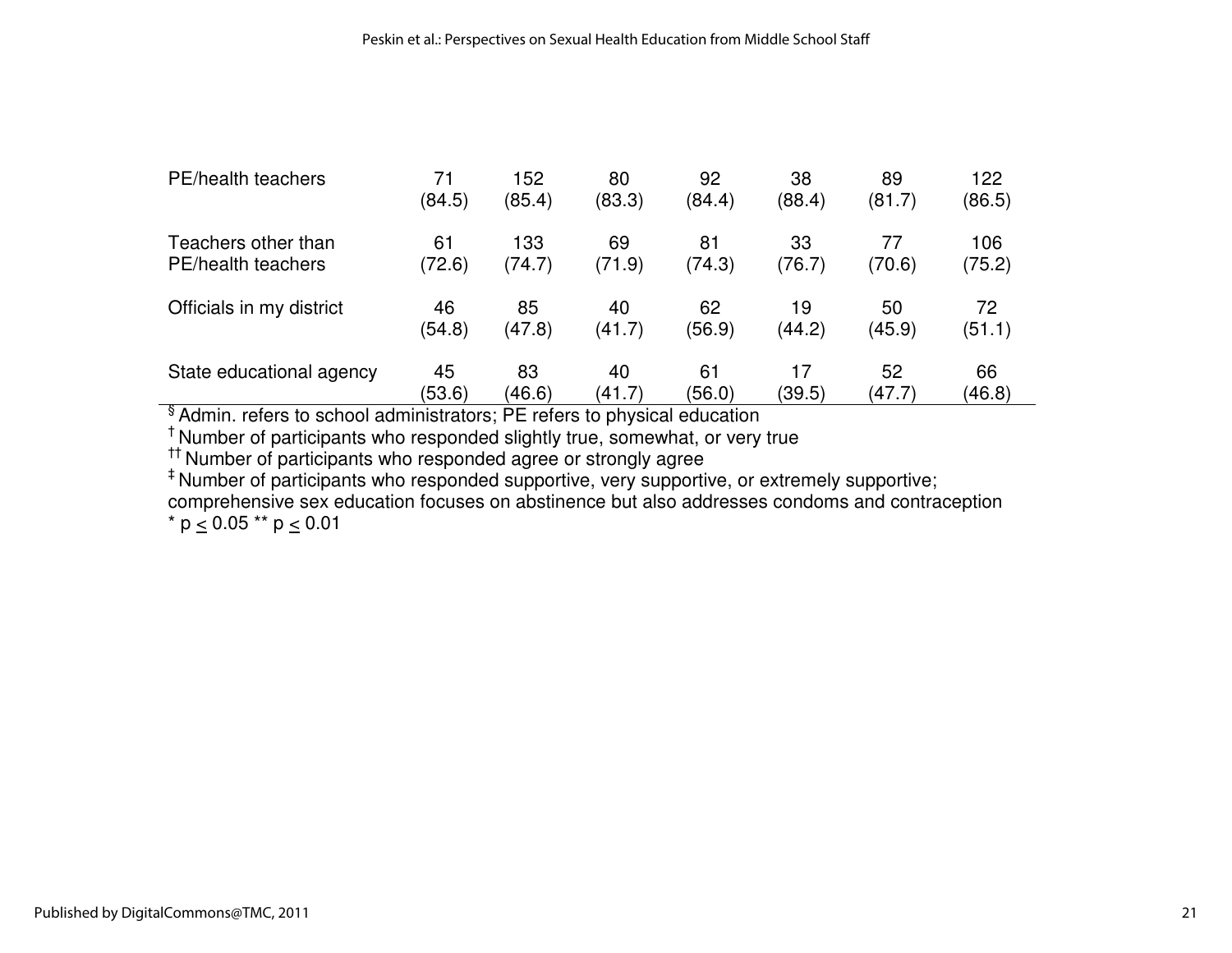| | | | | | | | |
|---|---|---|---|---|---|---|---|
| PE/health teachers | 71 (84.5) | 152 (85.4) | 80 (83.3) | 92 (84.4) | 38 (88.4) | 89 (81.7) | 122 (86.5) |
| Teachers other than PE/health teachers | 61 (72.6) | 133 (74.7) | 69 (71.9) | 81 (74.3) | 33 (76.7) | 77 (70.6) | 106 (75.2) |
| Officials in my district | 46 (54.8) | 85 (47.8) | 40 (41.7) | 62 (56.9) | 19 (44.2) | 50 (45.9) | 72 (51.1) |
| State educational agency | 45 (53.6) | 83 (46.6) | 40 (41.7) | 61 (56.0) | 17 (39.5) | 52 (47.7) | 66 (46.8) |

§ Admin. refers to school administrators; PE refers to physical education

† Number of participants who responded slightly true, somewhat, or very true

†† Number of participants who responded agree or strongly agree

‡ Number of participants who responded supportive, very supportive, or extremely supportive; comprehensive sex education focuses on abstinence but also addresses condoms and contraception

\* $p \leq 0.05$ \*\* $p \leq 0.01$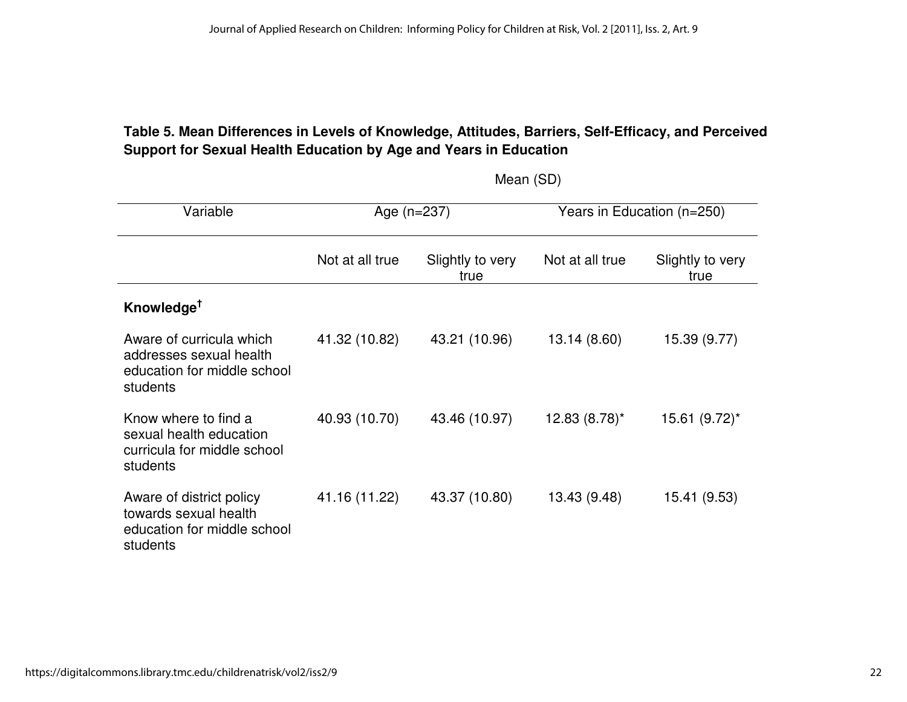**Table 5. Mean Differences in Levels of Knowledge, Attitudes, Barriers, Self-Efficacy, and Perceived Support for Sexual Health Education by Age and Years in Education**

| Variable | Mean (SD) | | | |
|---|---|---|---|---|
| | Age (n=237) | | Years in Education (n=250) | |
| | Not at all true | Slightly to very true | Not at all true | Slightly to very true |
| **Knowledge**[†] | | | | |
| Aware of curricula which addresses sexual health education for middle school students | 41.32 (10.82) | 43.21 (10.96) | 13.14 (8.60) | 15.39 (9.77) |
| Know where to find a sexual health education curricula for middle school students | 40.93 (10.70) | 43.46 (10.97) | 12.83 (8.78)* | 15.61 (9.72)* |
| Aware of district policy towards sexual health education for middle school students | 41.16 (11.22) | 43.37 (10.80) | 13.43 (9.48) | 15.41 (9.53) |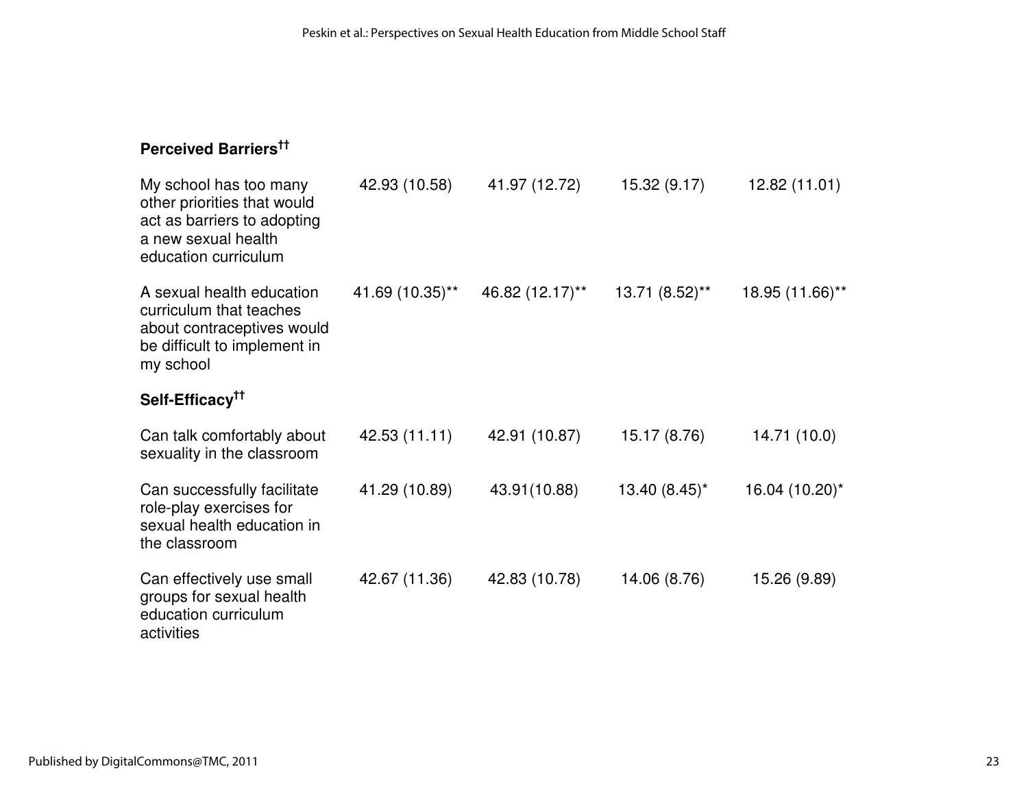| | | | | |
|---|---|---|---|---|
| **Perceived Barriers**†† | | | | |
| My school has too many other priorities that would act as barriers to adopting a new sexual health education curriculum | 42.93 (10.58) | 41.97 (12.72) | 15.32 (9.17) | 12.82 (11.01) |
| A sexual health education curriculum that teaches about contraceptives would be difficult to implement in my school | 41.69 (10.35)** | 46.82 (12.17)** | 13.71 (8.52)** | 18.95 (11.66)** |
| **Self-Efficacy**†† | | | | |
| Can talk comfortably about sexuality in the classroom | 42.53 (11.11) | 42.91 (10.87) | 15.17 (8.76) | 14.71 (10.0) |
| Can successfully facilitate role-play exercises for sexual health education in the classroom | 41.29 (10.89) | 43.91(10.88) | 13.40 (8.45)* | 16.04 (10.20)* |
| Can effectively use small groups for sexual health education curriculum activities | 42.67 (11.36) | 42.83 (10.78) | 14.06 (8.76) | 15.26 (9.89) |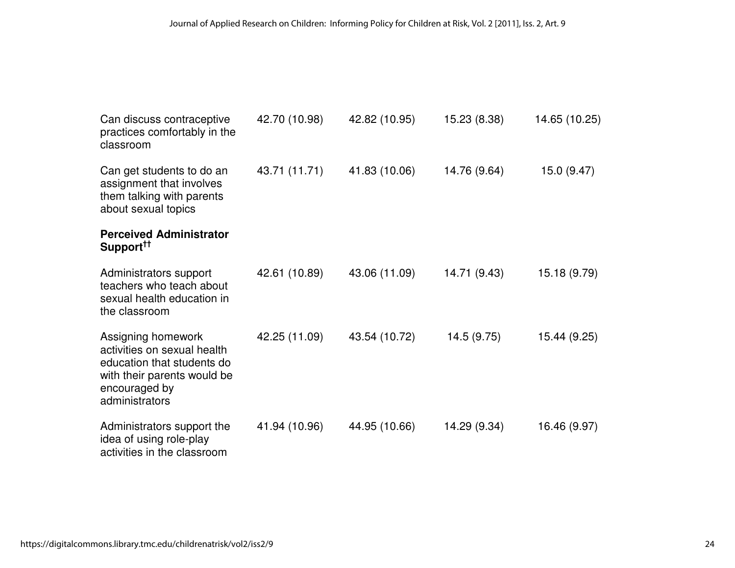| | | | | |
|---|---|---|---|---|
| Can discuss contraceptive practices comfortably in the classroom | 42.70 (10.98) | 42.82 (10.95) | 15.23 (8.38) | 14.65 (10.25) |
| Can get students to do an assignment that involves them talking with parents about sexual topics | 43.71 (11.71) | 41.83 (10.06) | 14.76 (9.64) | 15.0 (9.47) |
| **Perceived Administrator Support**†† | | | | |
| Administrators support teachers who teach about sexual health education in the classroom | 42.61 (10.89) | 43.06 (11.09) | 14.71 (9.43) | 15.18 (9.79) |
| Assigning homework activities on sexual health education that students do with their parents would be encouraged by administrators | 42.25 (11.09) | 43.54 (10.72) | 14.5 (9.75) | 15.44 (9.25) |
| Administrators support the idea of using role-play activities in the classroom | 41.94 (10.96) | 44.95 (10.66) | 14.29 (9.34) | 16.46 (9.97) |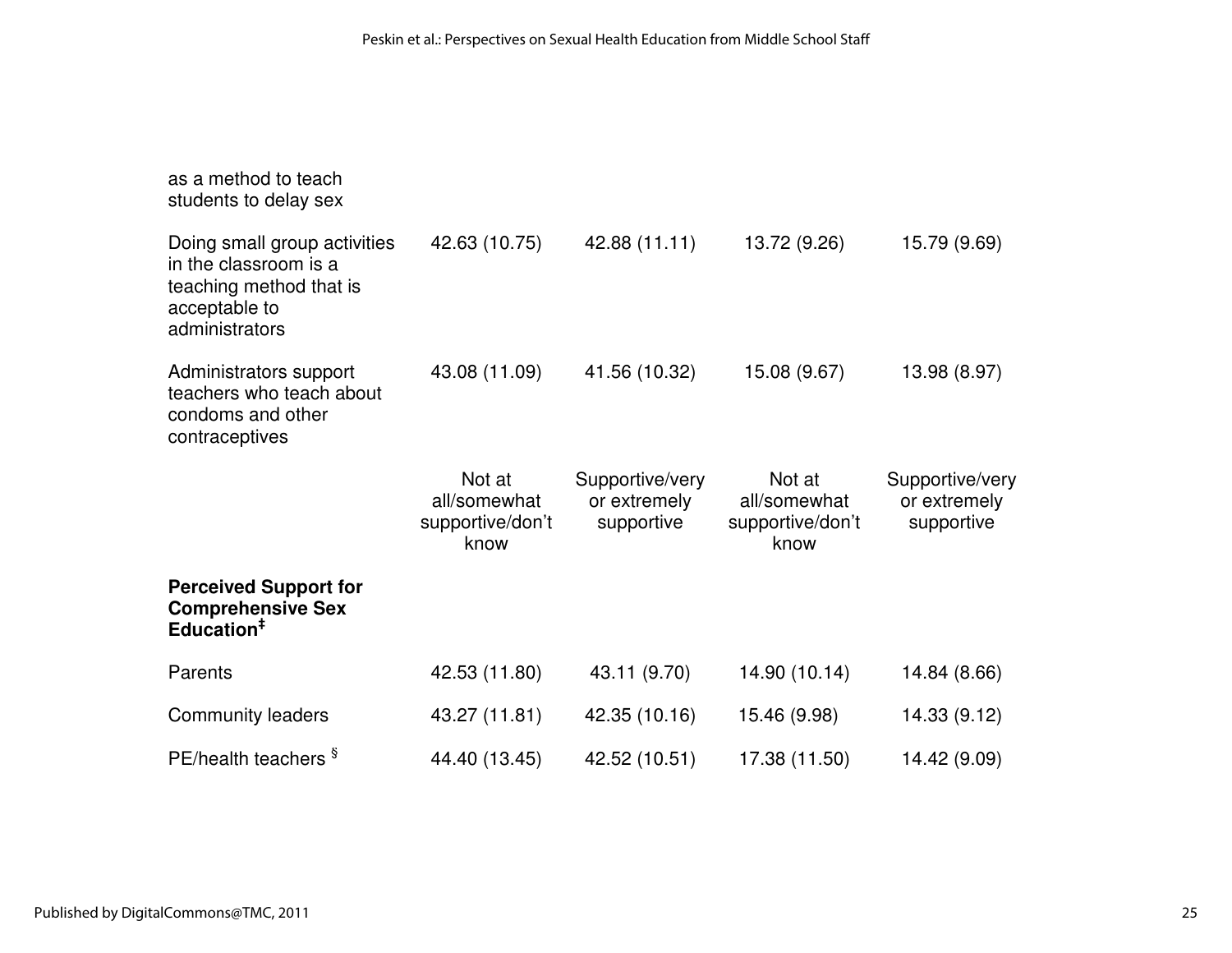| | | | | |
|---|---|---|---|---|
| as a method to teach students to delay sex | | | | |
| Doing small group activities in the classroom is a teaching method that is acceptable to administrators | 42.63 (10.75) | 42.88 (11.11) | 13.72 (9.26) | 15.79 (9.69) |
| Administrators support teachers who teach about condoms and other contraceptives | 43.08 (11.09) | 41.56 (10.32) | 15.08 (9.67) | 13.98 (8.97) |
| | Not at all/somewhat supportive/don't know | Supportive/very or extremely supportive | Not at all/somewhat supportive/don't know | Supportive/very or extremely supportive |
| **Perceived Support for Comprehensive Sex Education‡** | | | | |
| Parents | 42.53 (11.80) | 43.11 (9.70) | 14.90 (10.14) | 14.84 (8.66) |
| Community leaders | 43.27 (11.81) | 42.35 (10.16) | 15.46 (9.98) | 14.33 (9.12) |
| PE/health teachers § | 44.40 (13.45) | 42.52 (10.51) | 17.38 (11.50) | 14.42 (9.09) |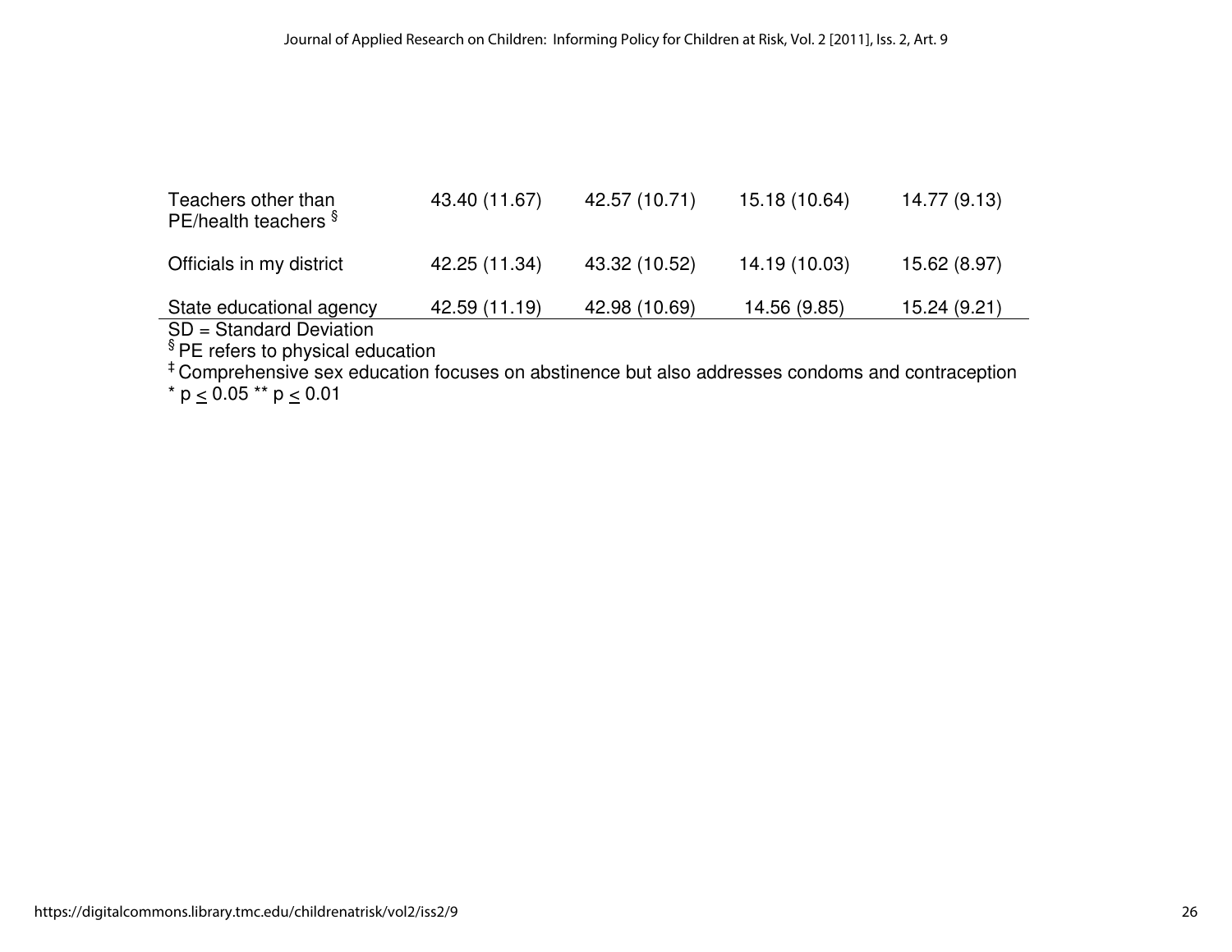| | | | | |
|---|---|---|---|---|
| Teachers other than PE/health teachers § | 43.40 (11.67) | 42.57 (10.71) | 15.18 (10.64) | 14.77 (9.13) |
| Officials in my district | 42.25 (11.34) | 43.32 (10.52) | 14.19 (10.03) | 15.62 (8.97) |
| State educational agency | 42.59 (11.19) | 42.98 (10.69) | 14.56 (9.85) | 15.24 (9.21) |

SD = Standard Deviation

§ PE refers to physical education

‡ Comprehensive sex education focuses on abstinence but also addresses condoms and contraception

* $p \leq 0.05$ ** $p \leq 0.01$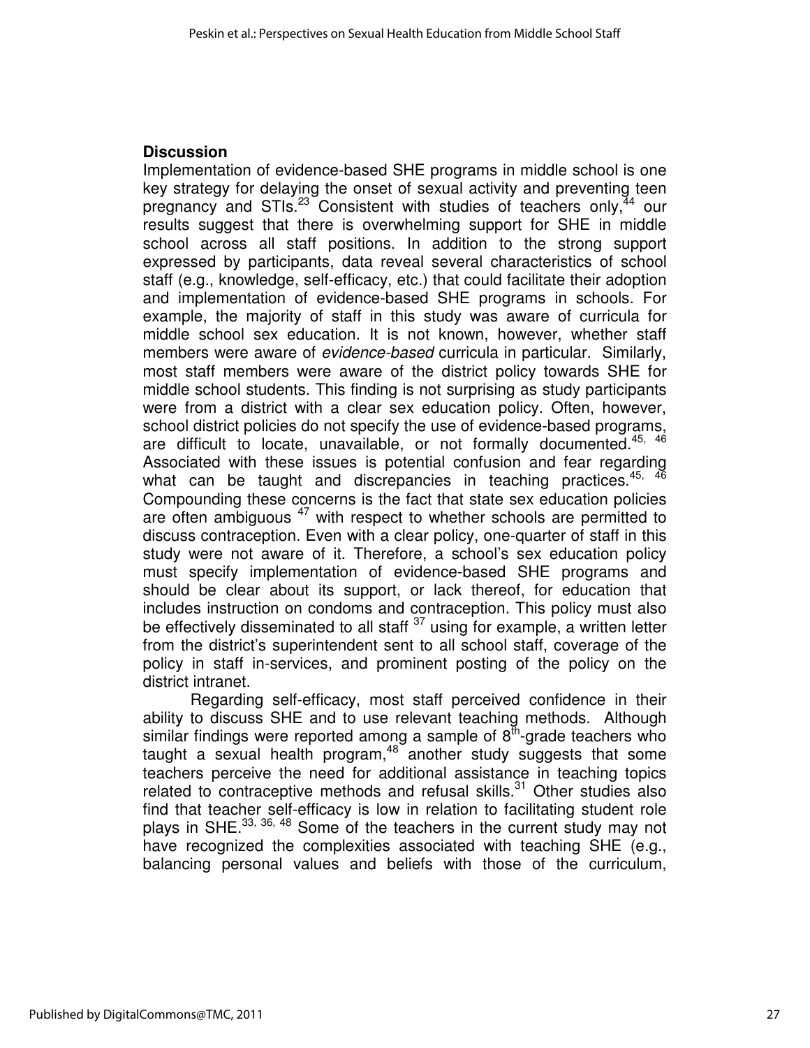## Discussion

Implementation of evidence-based SHE programs in middle school is one key strategy for delaying the onset of sexual activity and preventing teen pregnancy and STIs.[23] Consistent with studies of teachers only,[44] our results suggest that there is overwhelming support for SHE in middle school across all staff positions. In addition to the strong support expressed by participants, data reveal several characteristics of school staff (e.g., knowledge, self-efficacy, etc.) that could facilitate their adoption and implementation of evidence-based SHE programs in schools. For example, the majority of staff in this study was aware of curricula for middle school sex education. It is not known, however, whether staff members were aware of *evidence-based* curricula in particular. Similarly, most staff members were aware of the district policy towards SHE for middle school students. This finding is not surprising as study participants were from a district with a clear sex education policy. Often, however, school district policies do not specify the use of evidence-based programs, are difficult to locate, unavailable, or not formally documented.[45, 46] Associated with these issues is potential confusion and fear regarding what can be taught and discrepancies in teaching practices.[45, 46] Compounding these concerns is the fact that state sex education policies are often ambiguous [47] with respect to whether schools are permitted to discuss contraception. Even with a clear policy, one-quarter of staff in this study were not aware of it. Therefore, a school's sex education policy must specify implementation of evidence-based SHE programs and should be clear about its support, or lack thereof, for education that includes instruction on condoms and contraception. This policy must also be effectively disseminated to all staff [37] using for example, a written letter from the district's superintendent sent to all school staff, coverage of the policy in staff in-services, and prominent posting of the policy on the district intranet.

Regarding self-efficacy, most staff perceived confidence in their ability to discuss SHE and to use relevant teaching methods. Although similar findings were reported among a sample of 8th-grade teachers who taught a sexual health program,[48] another study suggests that some teachers perceive the need for additional assistance in teaching topics related to contraceptive methods and refusal skills.[31] Other studies also find that teacher self-efficacy is low in relation to facilitating student role plays in SHE.[33, 36, 48] Some of the teachers in the current study may not have recognized the complexities associated with teaching SHE (e.g., balancing personal values and beliefs with those of the curriculum,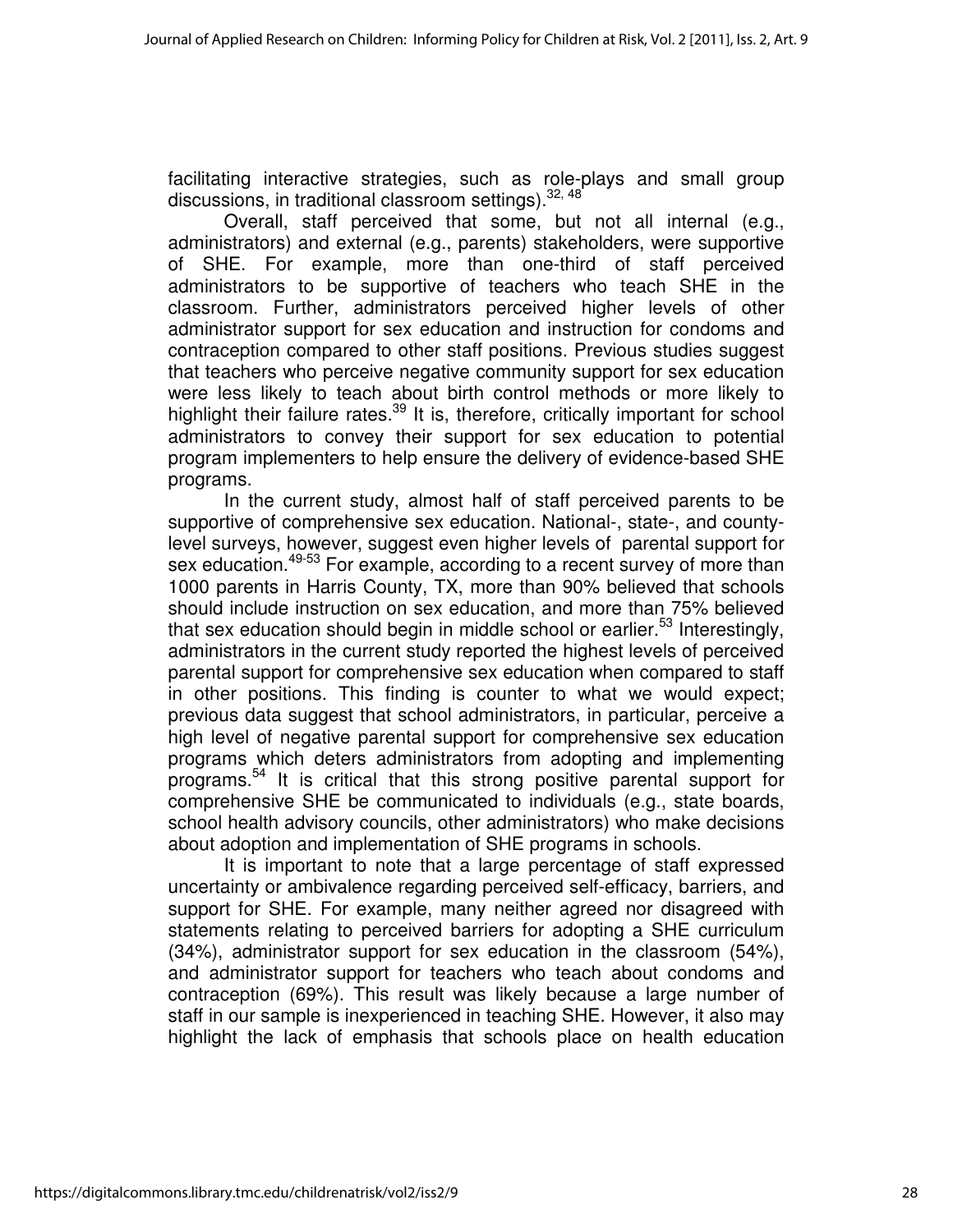facilitating interactive strategies, such as role-plays and small group discussions, in traditional classroom settings).[32, 48]

Overall, staff perceived that some, but not all internal (e.g., administrators) and external (e.g., parents) stakeholders, were supportive of SHE. For example, more than one-third of staff perceived administrators to be supportive of teachers who teach SHE in the classroom. Further, administrators perceived higher levels of other administrator support for sex education and instruction for condoms and contraception compared to other staff positions. Previous studies suggest that teachers who perceive negative community support for sex education were less likely to teach about birth control methods or more likely to highlight their failure rates.[39] It is, therefore, critically important for school administrators to convey their support for sex education to potential program implementers to help ensure the delivery of evidence-based SHE programs.

In the current study, almost half of staff perceived parents to be supportive of comprehensive sex education. National-, state-, and county-level surveys, however, suggest even higher levels of parental support for sex education.[49-53] For example, according to a recent survey of more than 1000 parents in Harris County, TX, more than 90% believed that schools should include instruction on sex education, and more than 75% believed that sex education should begin in middle school or earlier.[53] Interestingly, administrators in the current study reported the highest levels of perceived parental support for comprehensive sex education when compared to staff in other positions. This finding is counter to what we would expect; previous data suggest that school administrators, in particular, perceive a high level of negative parental support for comprehensive sex education programs which deters administrators from adopting and implementing programs.[54] It is critical that this strong positive parental support for comprehensive SHE be communicated to individuals (e.g., state boards, school health advisory councils, other administrators) who make decisions about adoption and implementation of SHE programs in schools.

It is important to note that a large percentage of staff expressed uncertainty or ambivalence regarding perceived self-efficacy, barriers, and support for SHE. For example, many neither agreed nor disagreed with statements relating to perceived barriers for adopting a SHE curriculum (34%), administrator support for sex education in the classroom (54%), and administrator support for teachers who teach about condoms and contraception (69%). This result was likely because a large number of staff in our sample is inexperienced in teaching SHE. However, it also may highlight the lack of emphasis that schools place on health education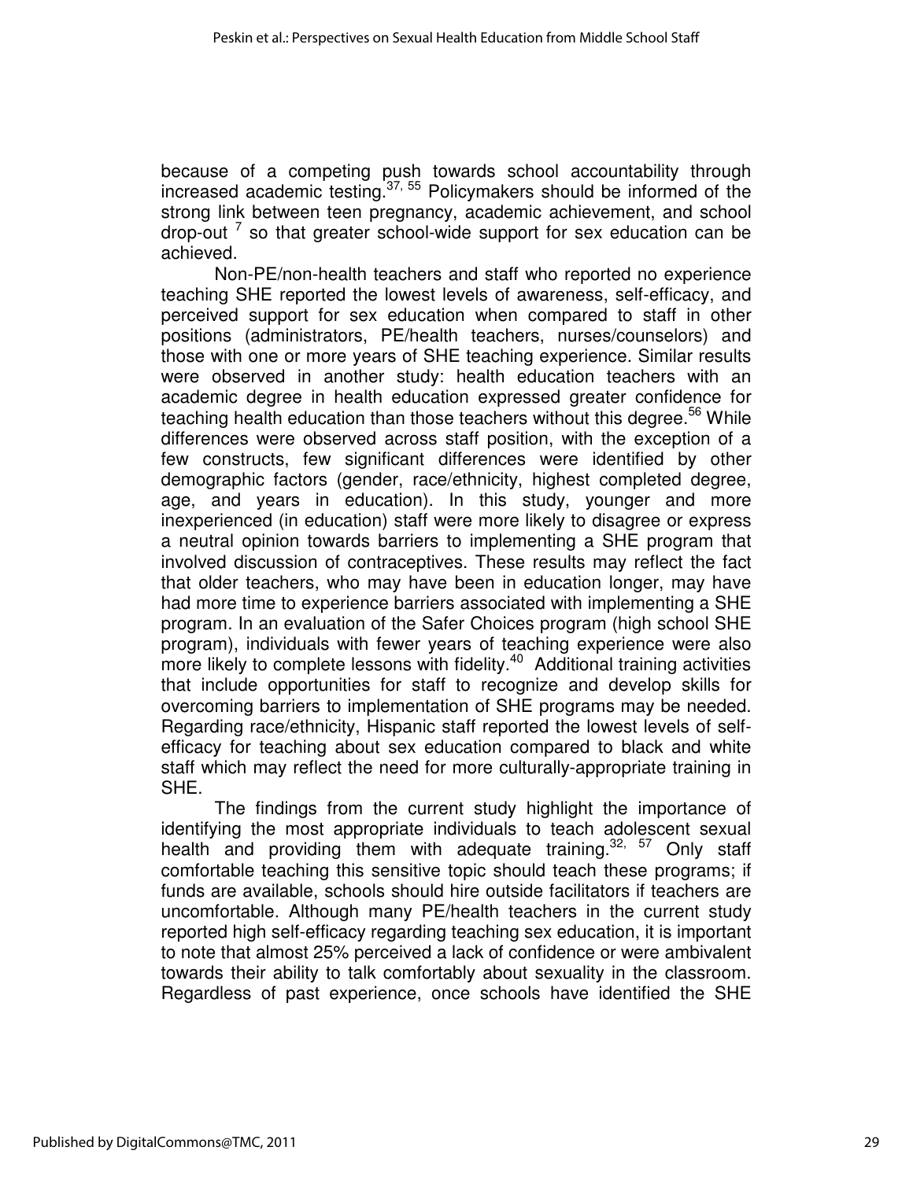because of a competing push towards school accountability through increased academic testing.[37, 55] Policymakers should be informed of the strong link between teen pregnancy, academic achievement, and school drop-out [7] so that greater school-wide support for sex education can be achieved.

Non-PE/non-health teachers and staff who reported no experience teaching SHE reported the lowest levels of awareness, self-efficacy, and perceived support for sex education when compared to staff in other positions (administrators, PE/health teachers, nurses/counselors) and those with one or more years of SHE teaching experience. Similar results were observed in another study: health education teachers with an academic degree in health education expressed greater confidence for teaching health education than those teachers without this degree.[56] While differences were observed across staff position, with the exception of a few constructs, few significant differences were identified by other demographic factors (gender, race/ethnicity, highest completed degree, age, and years in education). In this study, younger and more inexperienced (in education) staff were more likely to disagree or express a neutral opinion towards barriers to implementing a SHE program that involved discussion of contraceptives. These results may reflect the fact that older teachers, who may have been in education longer, may have had more time to experience barriers associated with implementing a SHE program. In an evaluation of the Safer Choices program (high school SHE program), individuals with fewer years of teaching experience were also more likely to complete lessons with fidelity.[40] Additional training activities that include opportunities for staff to recognize and develop skills for overcoming barriers to implementation of SHE programs may be needed. Regarding race/ethnicity, Hispanic staff reported the lowest levels of self-efficacy for teaching about sex education compared to black and white staff which may reflect the need for more culturally-appropriate training in SHE.

The findings from the current study highlight the importance of identifying the most appropriate individuals to teach adolescent sexual health and providing them with adequate training.[32, 57] Only staff comfortable teaching this sensitive topic should teach these programs; if funds are available, schools should hire outside facilitators if teachers are uncomfortable. Although many PE/health teachers in the current study reported high self-efficacy regarding teaching sex education, it is important to note that almost 25% perceived a lack of confidence or were ambivalent towards their ability to talk comfortably about sexuality in the classroom. Regardless of past experience, once schools have identified the SHE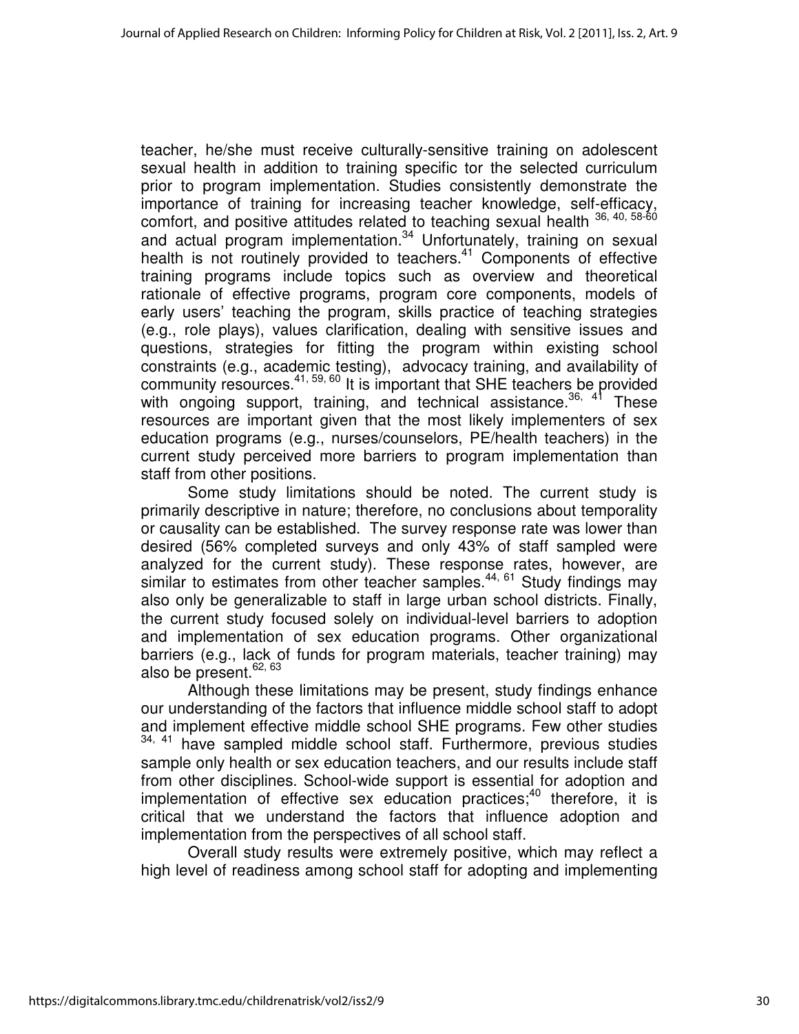teacher, he/she must receive culturally-sensitive training on adolescent sexual health in addition to training specific tor the selected curriculum prior to program implementation. Studies consistently demonstrate the importance of training for increasing teacher knowledge, self-efficacy, comfort, and positive attitudes related to teaching sexual health [36, 40, 58-60] and actual program implementation.[34] Unfortunately, training on sexual health is not routinely provided to teachers.[41] Components of effective training programs include topics such as overview and theoretical rationale of effective programs, program core components, models of early users' teaching the program, skills practice of teaching strategies (e.g., role plays), values clarification, dealing with sensitive issues and questions, strategies for fitting the program within existing school constraints (e.g., academic testing), advocacy training, and availability of community resources.[41, 59, 60] It is important that SHE teachers be provided with ongoing support, training, and technical assistance.[36, 41] These resources are important given that the most likely implementers of sex education programs (e.g., nurses/counselors, PE/health teachers) in the current study perceived more barriers to program implementation than staff from other positions.

Some study limitations should be noted. The current study is primarily descriptive in nature; therefore, no conclusions about temporality or causality can be established. The survey response rate was lower than desired (56% completed surveys and only 43% of staff sampled were analyzed for the current study). These response rates, however, are similar to estimates from other teacher samples.[44, 61] Study findings may also only be generalizable to staff in large urban school districts. Finally, the current study focused solely on individual-level barriers to adoption and implementation of sex education programs. Other organizational barriers (e.g., lack of funds for program materials, teacher training) may also be present.[62, 63]

Although these limitations may be present, study findings enhance our understanding of the factors that influence middle school staff to adopt and implement effective middle school SHE programs. Few other studies [34, 41] have sampled middle school staff. Furthermore, previous studies sample only health or sex education teachers, and our results include staff from other disciplines. School-wide support is essential for adoption and implementation of effective sex education practices;[40] therefore, it is critical that we understand the factors that influence adoption and implementation from the perspectives of all school staff.

Overall study results were extremely positive, which may reflect a high level of readiness among school staff for adopting and implementing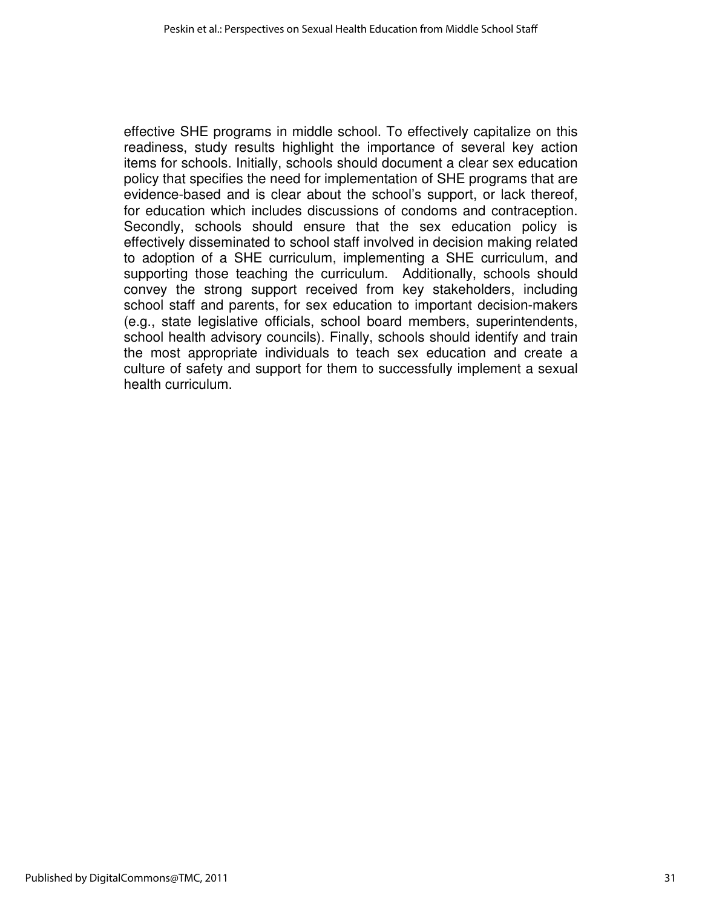effective SHE programs in middle school. To effectively capitalize on this readiness, study results highlight the importance of several key action items for schools. Initially, schools should document a clear sex education policy that specifies the need for implementation of SHE programs that are evidence-based and is clear about the school's support, or lack thereof, for education which includes discussions of condoms and contraception. Secondly, schools should ensure that the sex education policy is effectively disseminated to school staff involved in decision making related to adoption of a SHE curriculum, implementing a SHE curriculum, and supporting those teaching the curriculum. Additionally, schools should convey the strong support received from key stakeholders, including school staff and parents, for sex education to important decision-makers (e.g., state legislative officials, school board members, superintendents, school health advisory councils). Finally, schools should identify and train the most appropriate individuals to teach sex education and create a culture of safety and support for them to successfully implement a sexual health curriculum.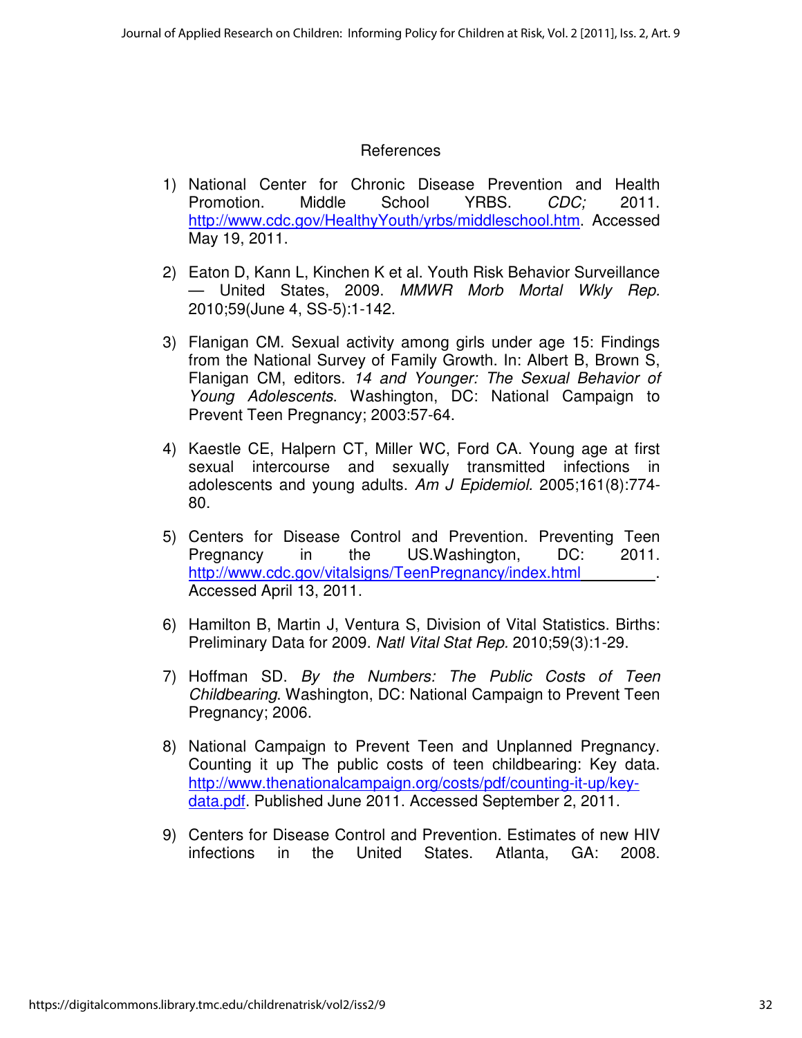## References

1) National Center for Chronic Disease Prevention and Health Promotion. Middle School YRBS. *CDC;* 2011. http://www.cdc.gov/HealthyYouth/yrbs/middleschool.htm. Accessed May 19, 2011.

2) Eaton D, Kann L, Kinchen K et al. Youth Risk Behavior Surveillance — United States, 2009. *MMWR Morb Mortal Wkly Rep.* 2010;59(June 4, SS-5):1-142.

3) Flanigan CM. Sexual activity among girls under age 15: Findings from the National Survey of Family Growth. In: Albert B, Brown S, Flanigan CM, editors. *14 and Younger: The Sexual Behavior of Young Adolescents*. Washington, DC: National Campaign to Prevent Teen Pregnancy; 2003:57-64.

4) Kaestle CE, Halpern CT, Miller WC, Ford CA. Young age at first sexual intercourse and sexually transmitted infections in adolescents and young adults. *Am J Epidemiol.* 2005;161(8):774-80.

5) Centers for Disease Control and Prevention. Preventing Teen Pregnancy in the US.Washington, DC: 2011. http://www.cdc.gov/vitalsigns/TeenPregnancy/index.html. Accessed April 13, 2011.

6) Hamilton B, Martin J, Ventura S, Division of Vital Statistics. Births: Preliminary Data for 2009. *Natl Vital Stat Rep.* 2010;59(3):1-29.

7) Hoffman SD. *By the Numbers: The Public Costs of Teen Childbearing*. Washington, DC: National Campaign to Prevent Teen Pregnancy; 2006.

8) National Campaign to Prevent Teen and Unplanned Pregnancy. Counting it up The public costs of teen childbearing: Key data. http://www.thenationalcampaign.org/costs/pdf/counting-it-up/key-data.pdf. Published June 2011. Accessed September 2, 2011.

9) Centers for Disease Control and Prevention. Estimates of new HIV infections in the United States. Atlanta, GA: 2008.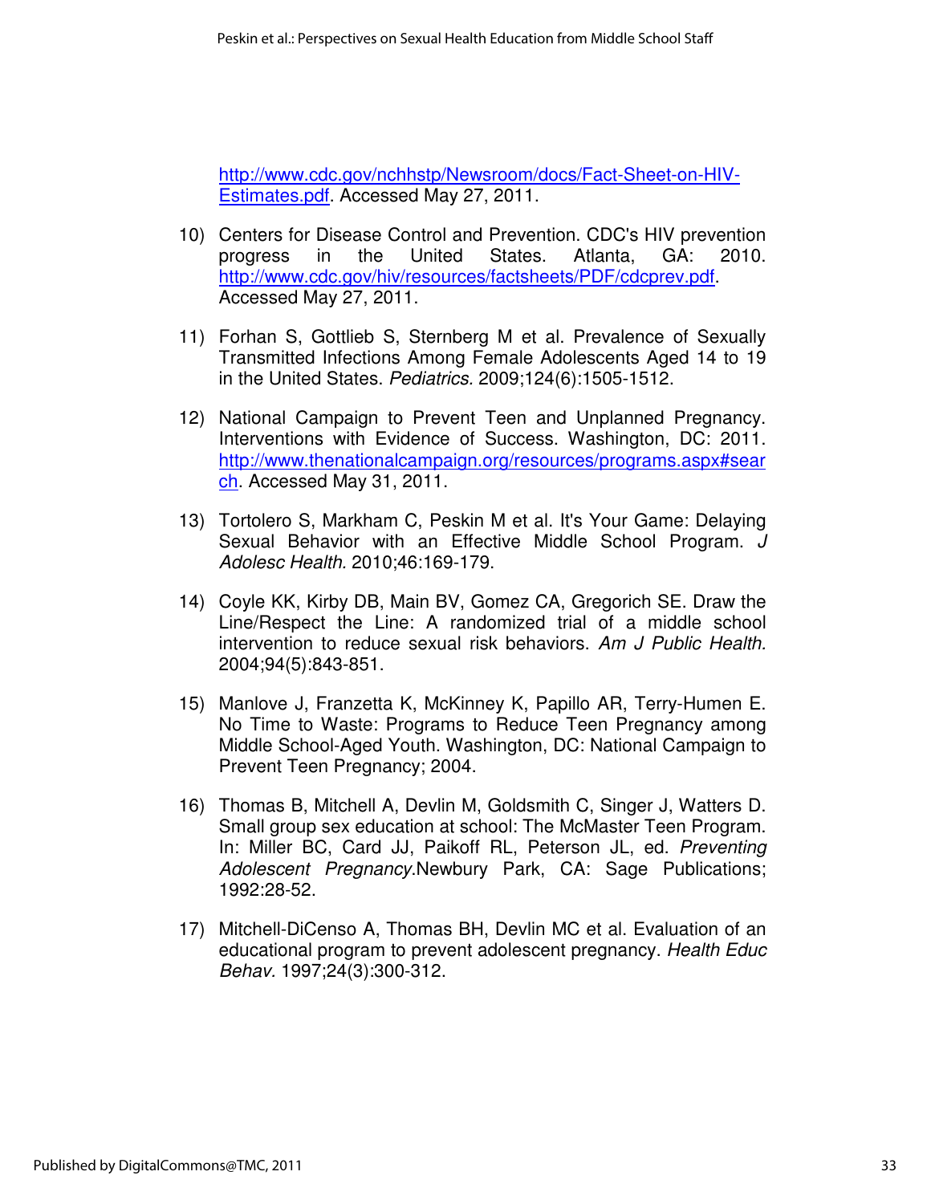http://www.cdc.gov/nchhstp/Newsroom/docs/Fact-Sheet-on-HIV-Estimates.pdf. Accessed May 27, 2011.

10) Centers for Disease Control and Prevention. CDC's HIV prevention progress in the United States. Atlanta, GA: 2010. http://www.cdc.gov/hiv/resources/factsheets/PDF/cdcprev.pdf. Accessed May 27, 2011.

11) Forhan S, Gottlieb S, Sternberg M et al. Prevalence of Sexually Transmitted Infections Among Female Adolescents Aged 14 to 19 in the United States. *Pediatrics.* 2009;124(6):1505-1512.

12) National Campaign to Prevent Teen and Unplanned Pregnancy. Interventions with Evidence of Success. Washington, DC: 2011. http://www.thenationalcampaign.org/resources/programs.aspx#search. Accessed May 31, 2011.

13) Tortolero S, Markham C, Peskin M et al. It's Your Game: Delaying Sexual Behavior with an Effective Middle School Program. *J Adolesc Health.* 2010;46:169-179.

14) Coyle KK, Kirby DB, Main BV, Gomez CA, Gregorich SE. Draw the Line/Respect the Line: A randomized trial of a middle school intervention to reduce sexual risk behaviors. *Am J Public Health.* 2004;94(5):843-851.

15) Manlove J, Franzetta K, McKinney K, Papillo AR, Terry-Humen E. No Time to Waste: Programs to Reduce Teen Pregnancy among Middle School-Aged Youth. Washington, DC: National Campaign to Prevent Teen Pregnancy; 2004.

16) Thomas B, Mitchell A, Devlin M, Goldsmith C, Singer J, Watters D. Small group sex education at school: The McMaster Teen Program. In: Miller BC, Card JJ, Paikoff RL, Peterson JL, ed. *Preventing Adolescent Pregnancy.*Newbury Park, CA: Sage Publications; 1992:28-52.

17) Mitchell-DiCenso A, Thomas BH, Devlin MC et al. Evaluation of an educational program to prevent adolescent pregnancy. *Health Educ Behav.* 1997;24(3):300-312.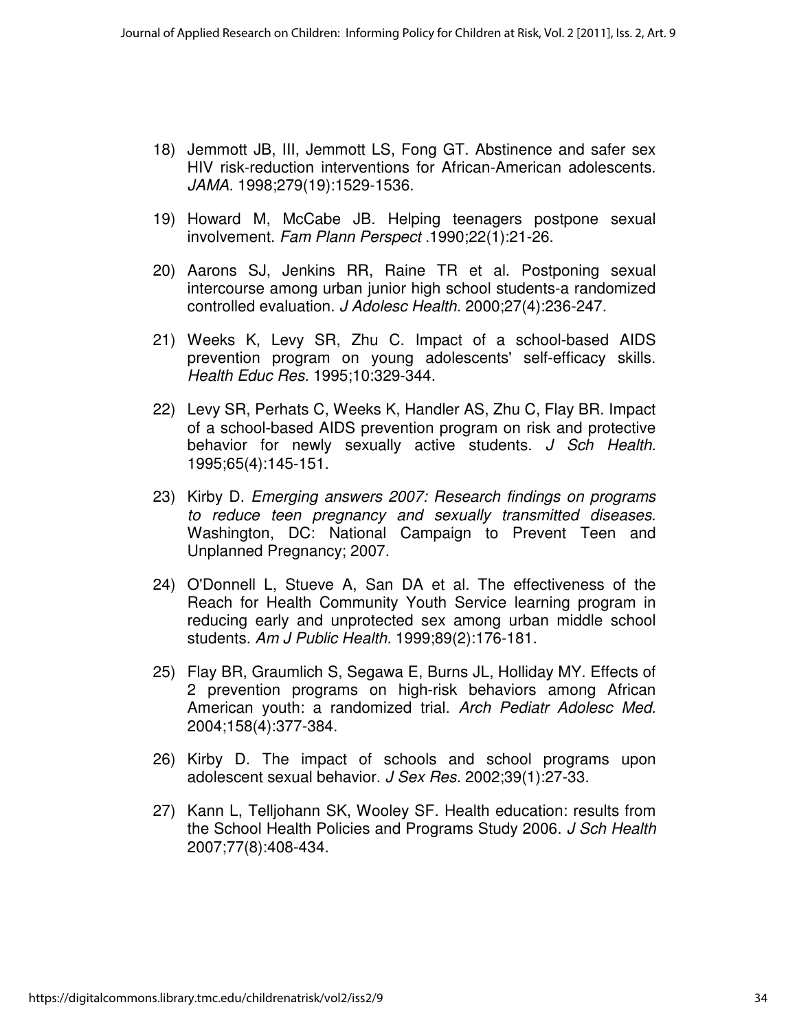18) Jemmott JB, III, Jemmott LS, Fong GT. Abstinence and safer sex HIV risk-reduction interventions for African-American adolescents. *JAMA.* 1998;279(19):1529-1536.

19) Howard M, McCabe JB. Helping teenagers postpone sexual involvement. *Fam Plann Perspect* .1990;22(1):21-26.

20) Aarons SJ, Jenkins RR, Raine TR et al. Postponing sexual intercourse among urban junior high school students-a randomized controlled evaluation. *J Adolesc Health.* 2000;27(4):236-247.

21) Weeks K, Levy SR, Zhu C. Impact of a school-based AIDS prevention program on young adolescents' self-efficacy skills. *Health Educ Res.* 1995;10:329-344.

22) Levy SR, Perhats C, Weeks K, Handler AS, Zhu C, Flay BR. Impact of a school-based AIDS prevention program on risk and protective behavior for newly sexually active students. *J Sch Health.* 1995;65(4):145-151.

23) Kirby D. *Emerging answers 2007: Research findings on programs to reduce teen pregnancy and sexually transmitted diseases*. Washington, DC: National Campaign to Prevent Teen and Unplanned Pregnancy; 2007.

24) O'Donnell L, Stueve A, San DA et al. The effectiveness of the Reach for Health Community Youth Service learning program in reducing early and unprotected sex among urban middle school students. *Am J Public Health.* 1999;89(2):176-181.

25) Flay BR, Graumlich S, Segawa E, Burns JL, Holliday MY. Effects of 2 prevention programs on high-risk behaviors among African American youth: a randomized trial. *Arch Pediatr Adolesc Med.* 2004;158(4):377-384.

26) Kirby D. The impact of schools and school programs upon adolescent sexual behavior. *J Sex Res.* 2002;39(1):27-33.

27) Kann L, Telljohann SK, Wooley SF. Health education: results from the School Health Policies and Programs Study 2006. *J Sch Health* 2007;77(8):408-434.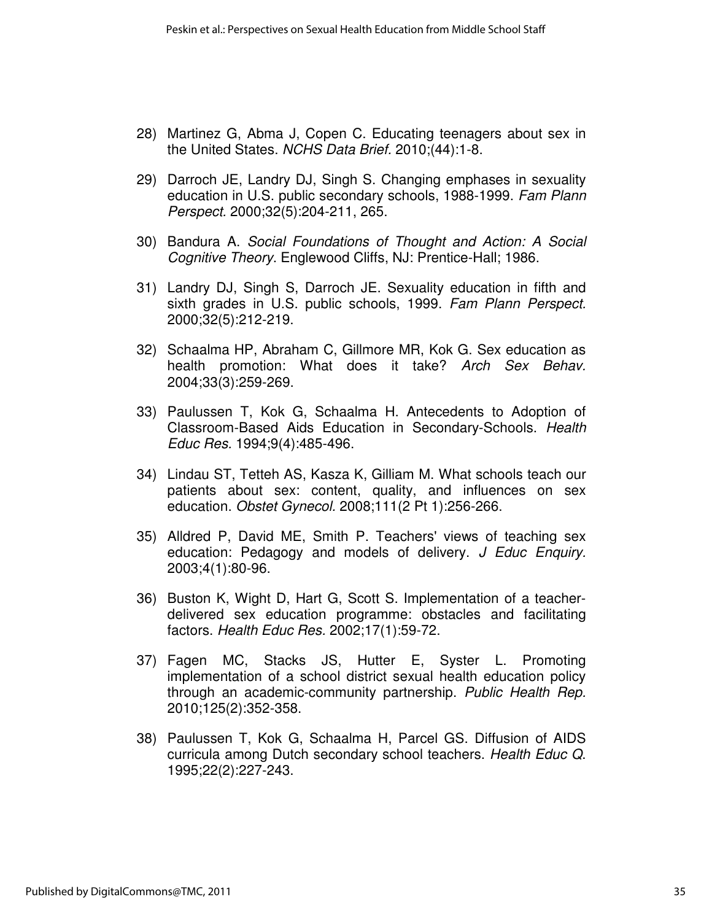28) Martinez G, Abma J, Copen C. Educating teenagers about sex in the United States. *NCHS Data Brief.* 2010;(44):1-8.

29) Darroch JE, Landry DJ, Singh S. Changing emphases in sexuality education in U.S. public secondary schools, 1988-1999. *Fam Plann Perspect.* 2000;32(5):204-211, 265.

30) Bandura A. *Social Foundations of Thought and Action: A Social Cognitive Theory*. Englewood Cliffs, NJ: Prentice-Hall; 1986.

31) Landry DJ, Singh S, Darroch JE. Sexuality education in fifth and sixth grades in U.S. public schools, 1999. *Fam Plann Perspect.* 2000;32(5):212-219.

32) Schaalma HP, Abraham C, Gillmore MR, Kok G. Sex education as health promotion: What does it take? *Arch Sex Behav.* 2004;33(3):259-269.

33) Paulussen T, Kok G, Schaalma H. Antecedents to Adoption of Classroom-Based Aids Education in Secondary-Schools. *Health Educ Res.* 1994;9(4):485-496.

34) Lindau ST, Tetteh AS, Kasza K, Gilliam M. What schools teach our patients about sex: content, quality, and influences on sex education. *Obstet Gynecol.* 2008;111(2 Pt 1):256-266.

35) Alldred P, David ME, Smith P. Teachers' views of teaching sex education: Pedagogy and models of delivery. *J Educ Enquiry.* 2003;4(1):80-96.

36) Buston K, Wight D, Hart G, Scott S. Implementation of a teacher-delivered sex education programme: obstacles and facilitating factors. *Health Educ Res.* 2002;17(1):59-72.

37) Fagen MC, Stacks JS, Hutter E, Syster L. Promoting implementation of a school district sexual health education policy through an academic-community partnership. *Public Health Rep.* 2010;125(2):352-358.

38) Paulussen T, Kok G, Schaalma H, Parcel GS. Diffusion of AIDS curricula among Dutch secondary school teachers. *Health Educ Q*. 1995;22(2):227-243.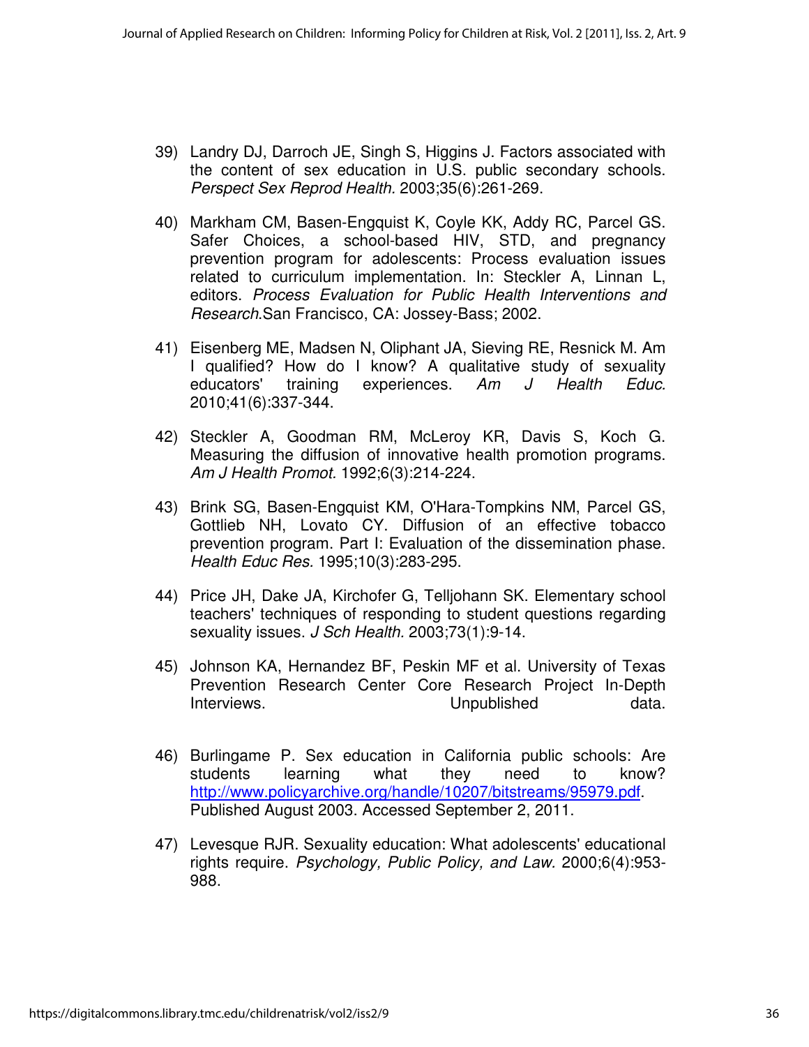39) Landry DJ, Darroch JE, Singh S, Higgins J. Factors associated with the content of sex education in U.S. public secondary schools. *Perspect Sex Reprod Health.* 2003;35(6):261-269.

40) Markham CM, Basen-Engquist K, Coyle KK, Addy RC, Parcel GS. Safer Choices, a school-based HIV, STD, and pregnancy prevention program for adolescents: Process evaluation issues related to curriculum implementation. In: Steckler A, Linnan L, editors. *Process Evaluation for Public Health Interventions and Research*.San Francisco, CA: Jossey-Bass; 2002.

41) Eisenberg ME, Madsen N, Oliphant JA, Sieving RE, Resnick M. Am I qualified? How do I know? A qualitative study of sexuality educators' training experiences. *Am J Health Educ.* 2010;41(6):337-344.

42) Steckler A, Goodman RM, McLeroy KR, Davis S, Koch G. Measuring the diffusion of innovative health promotion programs. *Am J Health Promot.* 1992;6(3):214-224.

43) Brink SG, Basen-Engquist KM, O'Hara-Tompkins NM, Parcel GS, Gottlieb NH, Lovato CY. Diffusion of an effective tobacco prevention program. Part I: Evaluation of the dissemination phase. *Health Educ Res.* 1995;10(3):283-295.

44) Price JH, Dake JA, Kirchofer G, Telljohann SK. Elementary school teachers' techniques of responding to student questions regarding sexuality issues. *J Sch Health.* 2003;73(1):9-14.

45) Johnson KA, Hernandez BF, Peskin MF et al. University of Texas Prevention Research Center Core Research Project In-Depth Interviews. Unpublished data.

46) Burlingame P. Sex education in California public schools: Are students learning what they need to know? http://www.policyarchive.org/handle/10207/bitstreams/95979.pdf. Published August 2003. Accessed September 2, 2011.

47) Levesque RJR. Sexuality education: What adolescents' educational rights require. *Psychology, Public Policy, and Law.* 2000;6(4):953-988.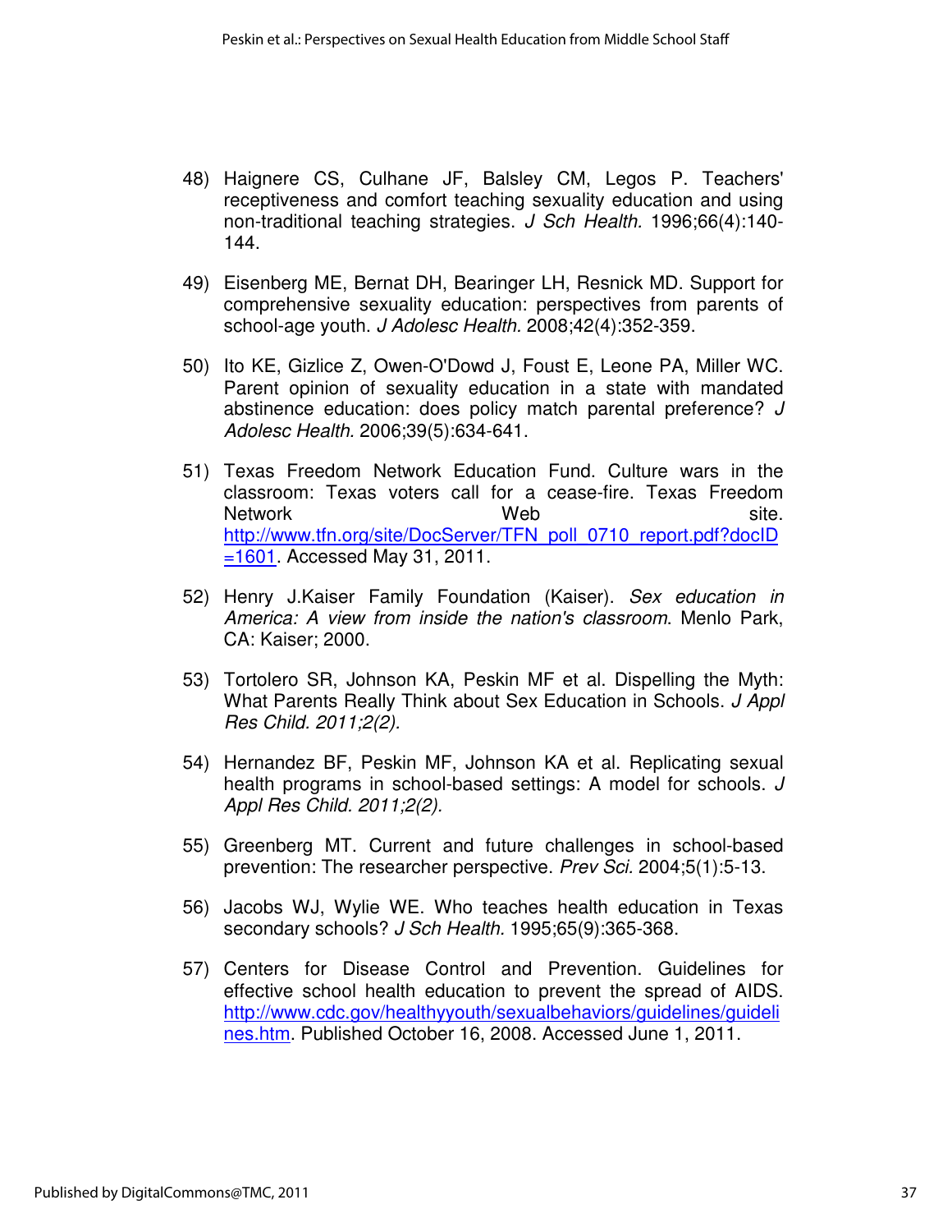48) Haignere CS, Culhane JF, Balsley CM, Legos P. Teachers' receptiveness and comfort teaching sexuality education and using non-traditional teaching strategies. *J Sch Health.* 1996;66(4):140-144.

49) Eisenberg ME, Bernat DH, Bearinger LH, Resnick MD. Support for comprehensive sexuality education: perspectives from parents of school-age youth. *J Adolesc Health.* 2008;42(4):352-359.

50) Ito KE, Gizlice Z, Owen-O'Dowd J, Foust E, Leone PA, Miller WC. Parent opinion of sexuality education in a state with mandated abstinence education: does policy match parental preference? *J Adolesc Health.* 2006;39(5):634-641.

51) Texas Freedom Network Education Fund. Culture wars in the classroom: Texas voters call for a cease-fire. Texas Freedom Network Web site. http://www.tfn.org/site/DocServer/TFN_poll_0710_report.pdf?docID=1601. Accessed May 31, 2011.

52) Henry J.Kaiser Family Foundation (Kaiser). *Sex education in America: A view from inside the nation's classroom*. Menlo Park, CA: Kaiser; 2000.

53) Tortolero SR, Johnson KA, Peskin MF et al. Dispelling the Myth: What Parents Really Think about Sex Education in Schools. *J Appl Res Child. 2011;2(2).*

54) Hernandez BF, Peskin MF, Johnson KA et al. Replicating sexual health programs in school-based settings: A model for schools. *J Appl Res Child. 2011;2(2).*

55) Greenberg MT. Current and future challenges in school-based prevention: The researcher perspective. *Prev Sci.* 2004;5(1):5-13.

56) Jacobs WJ, Wylie WE. Who teaches health education in Texas secondary schools? *J Sch Health.* 1995;65(9):365-368.

57) Centers for Disease Control and Prevention. Guidelines for effective school health education to prevent the spread of AIDS. http://www.cdc.gov/healthyyouth/sexualbehaviors/guidelines/guidelines.htm. Published October 16, 2008. Accessed June 1, 2011.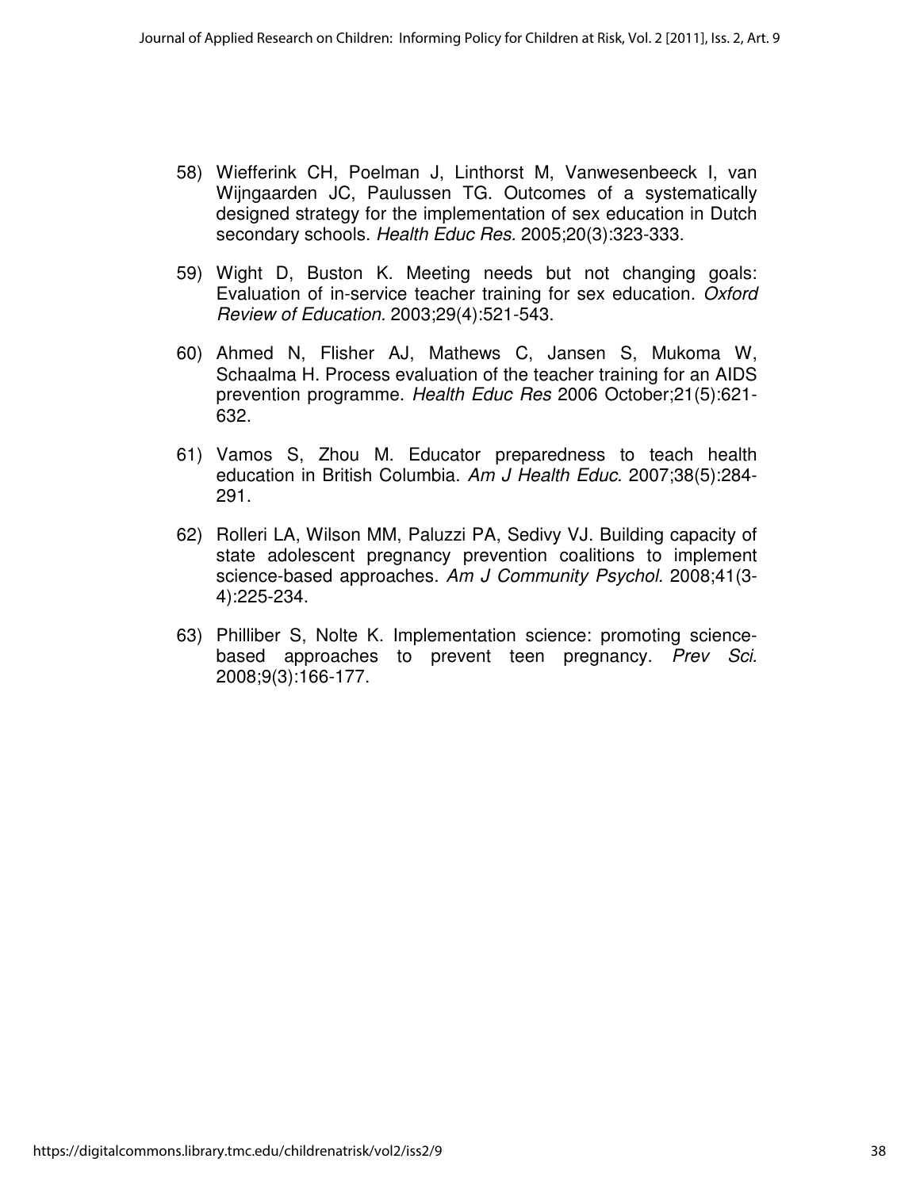58) Wiefferink CH, Poelman J, Linthorst M, Vanwesenbeeck I, van Wijngaarden JC, Paulussen TG. Outcomes of a systematically designed strategy for the implementation of sex education in Dutch secondary schools. *Health Educ Res.* 2005;20(3):323-333.

59) Wight D, Buston K. Meeting needs but not changing goals: Evaluation of in-service teacher training for sex education. *Oxford Review of Education.* 2003;29(4):521-543.

60) Ahmed N, Flisher AJ, Mathews C, Jansen S, Mukoma W, Schaalma H. Process evaluation of the teacher training for an AIDS prevention programme. *Health Educ Res* 2006 October;21(5):621-632.

61) Vamos S, Zhou M. Educator preparedness to teach health education in British Columbia. *Am J Health Educ.* 2007;38(5):284-291.

62) Rolleri LA, Wilson MM, Paluzzi PA, Sedivy VJ. Building capacity of state adolescent pregnancy prevention coalitions to implement science-based approaches. *Am J Community Psychol.* 2008;41(3-4):225-234.

63) Philliber S, Nolte K. Implementation science: promoting science-based approaches to prevent teen pregnancy. *Prev Sci.* 2008;9(3):166-177.